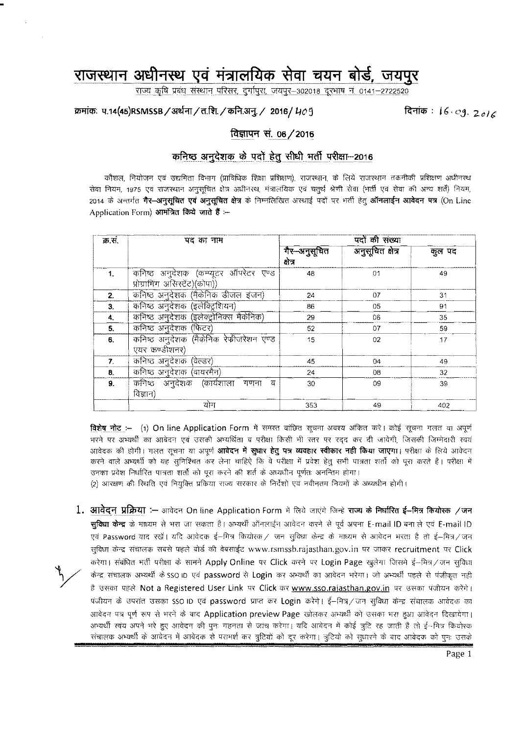# राजस्थान अधीनस्थ एवं मंत्रालयिक सेवा चयन बोर्ड, जयपुर

राज्य कृषि प्रबंध संस्थान परिसर, दुर्गापुरा, जयपुर–302018 दूरभाष नं. 0141–2722520

क्रमांक: प.14(45)RSMSSB/अर्थना/त.शि./कनि.अनु./ 2016/409 दिनांक : 16.09.2016

## विज्ञापन सं. 06/2016

## कनिष्ठ अनुदेशक के पदों हेतु सीधी भर्ती परीक्षा–2016

कौशल, नियोजन एवं उद्यमिता विभाग (प्राविधिक शिक्षा प्रशिक्षण), राजस्थान, के लिये राजस्थान तकनीकी प्रशिक्षण अधीनस्थ सेवा नियम, 1975 एवं राजस्थान अनुसूचित क्षेत्र अधीनस्थ, मंत्रालयिक एवं चतुर्थ श्रेणी सेवा (भर्ती एवं सेवा की अन्य शर्तें) नियम, 2014 के अन्तर्गत **गैर–अनुसूचित एवं अनुसूचित क्षेत्र** के निम्नलिखित अस्थाई पदों पर भर्ती हेतु **ऑनलाईन आवेदन पत्र** (On Line Application Form) **आमंत्रित किये जाते हैं** :–

| क्र.सं. | पद का नाम | पदों की संख्या | | |
|---|---|---|---|---|
| | | गैर–अनुसूचित क्षेत्र | अनुसूचित क्षेत्र | कुल पद |
| 1. | कनिष्ठ अनुदेशक (कम्प्यूटर ऑपरेटर एण्ड प्रोग्रामिंग असिस्टेंट)(कोपा)) | 48 | 01 | 49 |
| 2. | कनिष्ठ अनुदेशक (मैकेनिक डीजल इंजन) | 24 | 07 | 31 |
| 3. | कनिष्ठ अनुदेशक (इलेक्ट्रिशियन) | 86 | 05 | 91 |
| 4. | कनिष्ठ अनुदेशक (इलेक्ट्रोनिक्स मैकेनिक) | 29 | 06 | 35 |
| 5. | कनिष्ठ अनुदेशक (फिटर) | 52 | 07 | 59 |
| 6. | कनिष्ठ अनुदेशक (मैकेनिक रेफ्रीजरेशन एण्ड एयर कण्डीशनर) | 15 | 02 | 17 |
| 7. | कनिष्ठ अनुदेशक (वेल्डर) | 45 | 04 | 49 |
| 8. | कनिष्ठ अनुदेशक (वायरमैन) | 24 | 08 | 32 |
| 9. | कनिष्ठ अनुदेशक (कार्यशाला गणना व विज्ञान) | 30 | 09 | 39 |
| | योग | 353 | 49 | 402 |

**विशेष नोट** :– (1) On line Application Form में समस्त वांछित सूचना अवश्य अंकित करें। कोई सूचना गलत या अपूर्ण भरने पर अभ्यर्थी का आवेदन एवं उसकी अभ्यर्थिता व परीक्षा किसी भी स्तर पर रद्द कर दी जावेगी, जिसकी जिम्मेदारी स्वयं आवेदक की होगी। गलत सूचना या अपूर्ण **आवेदन में सुधार हेतु पत्र व्यवहार स्वीकार नहीं किया जाएगा।** परीक्षा के लिये आवेदन करने वाले अभ्यर्थी को यह सुनिश्चित कर लेना चाहिऐ कि वे परीक्षा में प्रवेश हेतु सभी पात्रता शर्तों को पूरा करते है। परीक्षा में उनका प्रवेश निर्धारित पात्रता शर्तों को पूरा करने की शर्त के अध्यधीन पूर्णतः अनन्तिम होगा।

(2) आरक्षण की स्थिति एवं नियुक्ति प्रकिया राज्य सरकार के निर्देशों एवं नवीनतम नियमों के अध्यधीन होगी।

1. **आवेदन प्रक्रिया** :– आवेदन On line Application Form में लिये जाएंगे जिन्हे **राज्य के निर्धारित ई–मित्र कियोस्क /जन सुविधा केन्द्र** के माध्यम से भरा जा सकता है। अभ्यर्थी ऑनलाईन आवेदन करने से पूर्व अपना E-mail ID बना ले एवं E-mail ID एवं Password याद रखें। यदि आवेदक ई–मित्र कियोस्क / जन सुविधा केन्द्र के माध्यम से आवेदन भरता है तो ई–मित्र/जन सुविधा केन्द्र संचालक सबसे पहले बोर्ड की वेबसाईट www.rsmssb.rajasthan.gov.in पर जाकर recruitment पर Click करेगा। संबंधित भर्ती परीक्षा के सामने Apply Online पर Click करने पर Login Page खुलेगा जिसमे ई–मित्र/जन सुविधा केन्द्र संचालक अभ्यर्थी के SSO ID एवं password से Login कर अभ्यर्थी का आवेदन भरेगा। जो अभ्यर्थी पहले से पंजीकृत नही है उसका पहले Not a Registered User Link पर Click कर www.sso.rajasthan.gov.in पर उसका पंजीयन करेंगे। पंजीयन के उपरांत उसका SSO ID एवं password प्राप्त कर Login करेंगे। ई–मित्र/जन सुविधा केन्द्र संचालक आवेदक का आवेदन पत्र पूर्ण रूप से भरने के बाद Application preview Page खोलकर अभ्यर्थी को उसका भरा हुआ आवेदन दिखायेगा। अभ्यर्थी स्वयं अपने भरे हुए आवेदन की पुनः गहनता से जांच करेगा। यदि आवेदन में कोई त्रुटि रह जाती है तो ई–मित्र कियोस्क संचालक अभ्यर्थी के आवेदन में आवेदक से परामर्श कर त्रुटियों को दूर करेगा। त्रुटियो को सुधारने के बाद आवेदक को पुनः उसके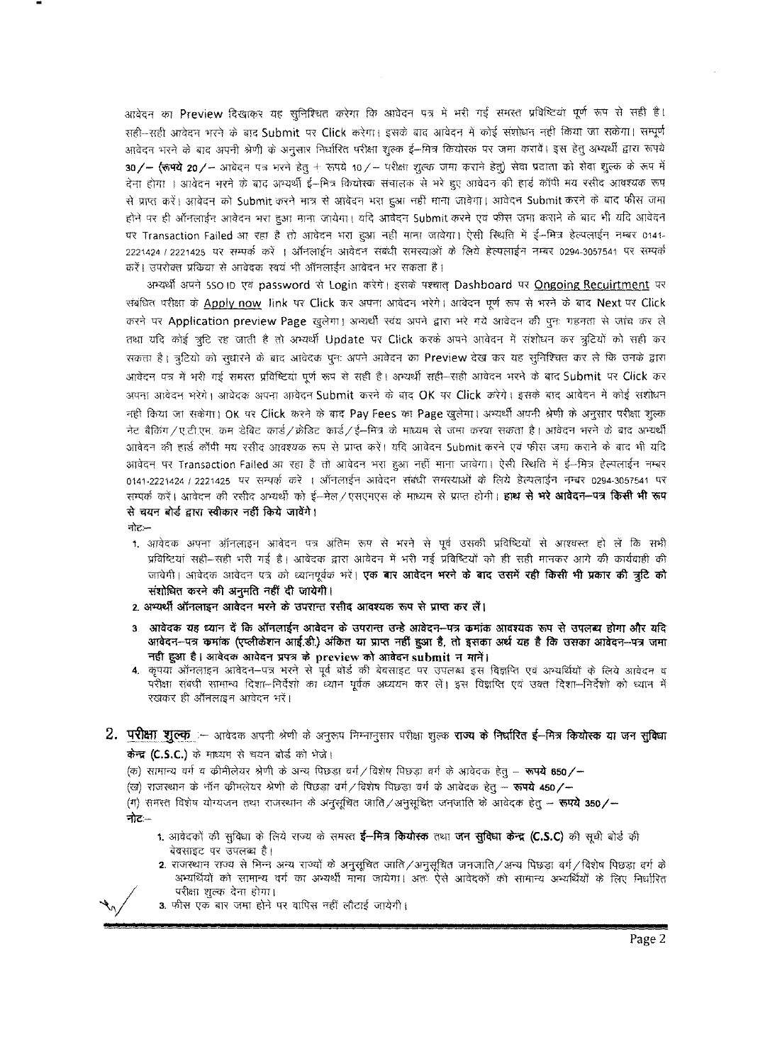आवेदन का Preview दिखाकर यह सुनिश्चित करेगा कि आवेदन पत्र में भरी गई समस्त प्रविष्टियां पूर्ण रूप से सही है। सही–सही आवेदन भरने के बाद Submit पर Click करेगा। इसके बाद आवेदन में कोई संशोधन नही किया जा सकेगा। सम्पूर्ण आवेदन भरने के बाद अपनी श्रेणी के अनुसार निर्धारित परीक्षा शुल्क ई–मित्र कियोस्क पर जमा करावें। इस हेतु अभ्यर्थी द्वारा रूपये **30/– (रूपये 20/–** आवेदन पत्र भरने हेतु + रूपये 10/– परीक्षा शुल्क जमा कराने हेतु) सेवा प्रदाता को सेवा शुल्क के रूप में देना होगा। आवेदन भरने के बाद अभ्यर्थी ई–मित्र कियोस्क संचालक से भरे हुए आवेदन की हार्ड कॉपी मय रसीद आवश्यक रूप से प्राप्त करें। आवेदन को Submit करने मात्र से आवेदन भरा हुआ नहीं माना जावेगा। आवेदन Submit करने के बाद फीस जमा होने पर ही ऑनलाईन आवेदन भरा हुआ माना जायेगा। यदि आवेदन Submit करने एवं फीस जमा कराने के बाद भी यदि आवेदन पर Transaction Failed आ रहा है तो आवेदन भरा हुआ नही माना जायेगा। ऐसी स्थिति में ई–मित्र हेल्पलाईन नम्बर 0141-2221424 / 2221425 पर सम्पर्क करें। ऑनलाईन आवेदन संबंधी समस्याओं के लिये हेल्पलाइन नम्बर 0294-3057541 पर सम्पर्क करें। उपरोक्त प्रक्रिया से आवेदक स्वयं भी ऑनलाईन आवेदन भर सकता है।

अभ्यर्थी अपने SSO ID एवं password से Login करेंगे। इसके पश्चात् Dashboard पर Ongoing Recuirtment पर संबंधित परीक्षा के Apply now link पर Click कर अपना आवेदन भरेंगे। आवेदन पूर्ण रूप से भरने के बाद Next पर Click करने पर Application preview Page खुलेगा। अभ्यर्थी स्वयं अपने द्वारा भरे गये आवेदन की पुनः गहनता से जांच कर ले तथा यदि कोई त्रुटि रह जाती है तो अभ्यर्थी Update पर Click करके अपने आवेदन में संशोधन कर त्रुटियों को सही कर सकता है। त्रुटियो को सुधारने के बाद आवेदक पुनः अपने आवेदन का Preview देख कर यह सुनिश्चित कर ले कि उनके द्वारा आवेदन पत्र में भरी गई समस्त प्रविष्टियां पूर्ण रूप से सही है। अभ्यर्थी सही–सही आवेदन भरने के बाद Submit पर Click कर अपना आवेदन भरेंगे। आवेदक अपना आवेदन Submit करने के बाद OK पर Click करेंगे। इसके बाद आवेदन में कोई संशोधन नही किया जा सकेगा। OK पर Click करने के बाद Pay Fees का Page खुलेगा। अभ्यर्थी अपनी श्रेणी के अनुसार परीक्षा शुल्क नेट बैंकिंग/ए.टी.एम. कम डेबिट कार्ड/क्रेडिट कार्ड/ई–मित्र के माध्यम से जमा करवा सकता है। आवेदन भरने के बाद अभ्यर्थी आवेदन की हार्ड कॉपी मय रसीद आवश्यक रूप से प्राप्त करें। यदि आवेदन Submit करने एवं फीस जमा कराने के बाद भी यदि आवेदन पर Transaction Failed आ रहा है तो आवेदन भरा हुआ नहीं माना जावेगा। ऐसी स्थिति में ई–मित्र हेल्पलाईन नम्बर 0141-2221424 / 2221425 पर सम्पर्क करें। ऑनलाईन आवेदन संबंधी समस्याओं के लिये हेल्पलाईन नम्बर 0294-3057541 पर सम्पर्क करें। आवेदन की रसीद अभ्यर्थी को ई–मेल/एसएमएस के माध्यम से प्राप्त होगी। **हाथ से भरे आवेदन–पत्र किसी भी रूप से चयन बोर्ड द्वारा स्वीकार नहीं किये जावेंगे।**

नोटः–

1. आवेदक अपना ऑनलाइन आवेदन पत्र अंतिम रूप से भरने से पूर्व उसकी प्रविष्टियों से आश्वस्त हो लें कि सभी प्रविष्टियां सही–सही भरी गई है। आवेदक द्वारा आवेदन में भरी गई प्रविष्टियों को ही सही मानकर आगे की कार्यवाही की जावेगी। आवेदक आवेदन पत्र को ध्यानपूर्वक भरें। **एक बार आवेदन भरने के बाद उसमें रही किसी भी प्रकार की त्रुटि को संशोधित करने की अनुमति नहीं दी जायेगी।**
2. **अभ्यर्थी ऑनलाइन आवेदन भरने के उपरान्त रसीद आवश्यक रूप से प्राप्त कर लें।**
3. **आवेदक यह ध्यान दें कि ऑनलाईन आवेदन के उपरान्त उन्हे आवेदन–पत्र क्रमांक आवश्यक रूप से उपलब्ध होगा और यदि आवेदन–पत्र क्रमांक (एप्लीकेशन आई.डी.) अंकित या प्राप्त नहीं हुआ है, तो इसका अर्थ यह है कि उसका आवेदन–पत्र जमा नहीं हुआ है। आवेदक आवेदन प्रपत्र के preview को आवेदन submit न मानें।**
4. कृपया ऑनलाइन आवेदन–पत्र भरने से पूर्व बोर्ड की वेबसाइट पर उपलब्ध इस विज्ञप्ति एवं अभ्यर्थियों के लिये आवेदन व परीक्षा संबंधी सामान्य दिशा–निर्देशों का ध्यान पूर्वक अध्ययन कर लें। इस विज्ञप्ति एवं उक्त दिशा–निर्देशों को ध्यान में रखकर ही ऑनलाइन आवेदन भरें।

## 2. परीक्षा शुल्क

:– आवेदक अपनी श्रेणी के अनुरूप निम्नानुसार परीक्षा शुल्क **राज्य के निर्धारित ई–मित्र कियोस्क या जन सुविधा केन्द्र (C.S.C.)** के माध्यम से चयन बोर्ड को भेजे।

(क) सामान्य वर्ग व क्रीमीलेयर श्रेणी के अन्य पिछड़ा वर्ग/विशेष पिछड़ा वर्ग के आवेदक हेतु – **रूपये 650/–**

(ख) राजस्थान के नॉन क्रीमीलेयर श्रेणी के पिछड़ा वर्ग/विशेष पिछड़ा वर्ग के आवेदक हेतु – **रूपये 450/–**

(ग) समस्त विशेष योग्यजन तथा राजस्थान के अनुसूचित जाति/अनुसूचित जनजाति के आवेदक हेतु – **रूपये 350/–**

**नोटः–**

1. आवेदकों की सुविधा के लिये राज्य के समस्त **ई–मित्र कियोस्क** तथा **जन सुविधा केन्द्र (C.S.C)** की सूची बोर्ड की वेबसाइट पर उपलब्ध है।
2. राजस्थान राज्य से भिन्न अन्य राज्यों के अनुसूचित जाति/अनुसूचित जनजाति/अन्य पिछड़ा वर्ग/विशेष पिछड़ा वर्ग के अभ्यर्थियों को सामान्य वर्ग का अभ्यर्थी माना जायेगा। अतः ऐसे आवेदकों को सामान्य अभ्यर्थियों के लिए निर्धारित परीक्षा शुल्क देना होगा।
3. फीस एक बार जमा होने पर वापिस नहीं लौटाई जायेगी।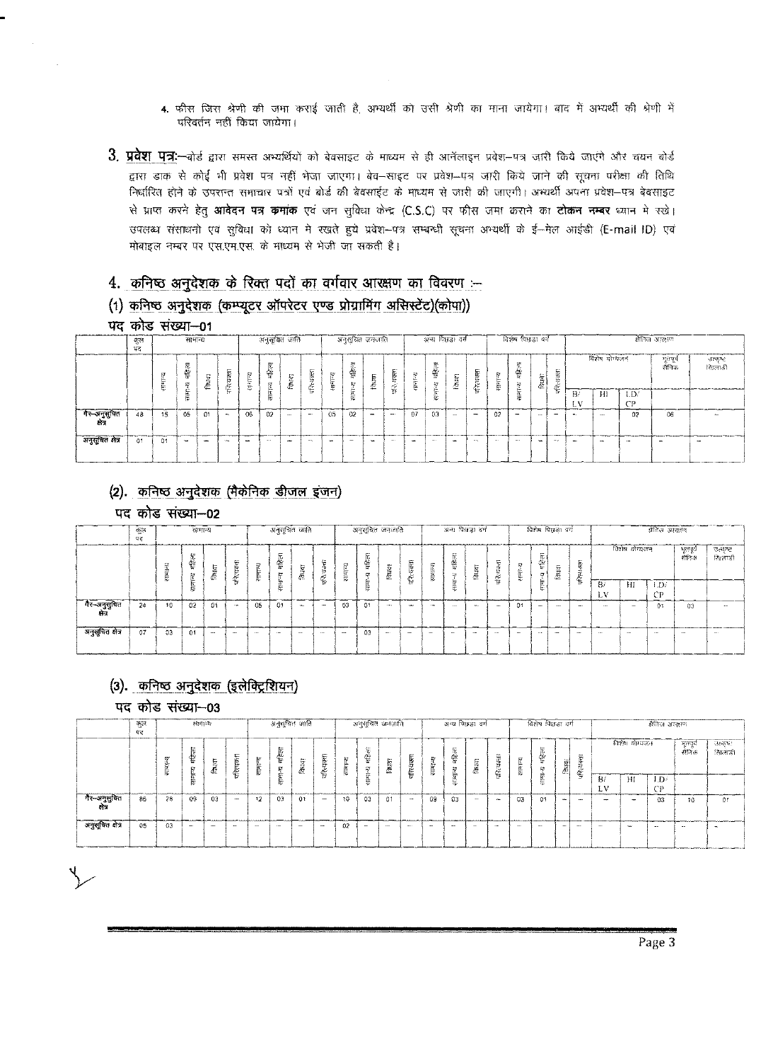4. फीस जिस श्रेणी की जमा कराई जाती है, अभ्यर्थी को उसी श्रेणी का माना जायेगा। बाद में अभ्यर्थी की श्रेणी में परिवर्तन नहीं किया जायेगा।

**3. प्रवेश पत्रः**—बोर्ड द्वारा समस्त अभ्यर्थियों को वेबसाइट के माध्यम से ही ऑनलाइन प्रवेश–पत्र जारी किये जाएंगे और चयन बोर्ड द्वारा डाक से कोई भी प्रवेश पत्र नहीं भेजा जाएगा। वेब–साइट पर प्रवेश–पत्र जारी किये जाने की सूचना परीक्षा की तिथि निर्धारित होने के उपरान्त समाचार पत्रों एवं बोर्ड की वेबसाईट के माध्यम से जारी की जाएगी। अभ्यर्थी अपना प्रवेश–पत्र वेबसाइट से प्राप्त करने हेतु **आवेदन पत्र क्रमांक** एवं जन सुविधा केन्द्र (C.S.C) पर फीस जमा कराने का **टोकन नम्बर** ध्यान में रखे। उपलब्ध संसाधनो एवं सुविधा को ध्यान में रखते हुये प्रवेश–पत्र सम्बन्धी सूचना अभ्यर्थी के ई–मेल आईडी (E-mail ID) एवं मोबाइल नम्बर पर एस.एम.एस. के माध्यम से भेजी जा सकती है।

## 4. कनिष्ठ अनुदेशक के रिक्त पदों का वर्गवार आरक्षण का विवरण :—

### (1) कनिष्ठ अनुदेशक (कम्प्यूटर ऑपरेटर एण्ड प्रोग्रामिंग असिस्टेंट)(कोपा))

**पद कोड संख्या–01**

| | कुल पद | सामान्य | | | | अनुसूचित जाति | | | | अनुसूचित जनजाति | | | | अन्य पिछड़ा वर्ग | | | | विशेष पिछड़ा वर्ग | | | | क्षैतिज आरक्षण | | | | |
|---|---|---|---|---|---|---|---|---|---|---|---|---|---|---|---|---|---|---|---|---|---|---|---|---|---|---|
| | | | | | | | | | | | | | | | | | | | | | | विशेष योग्यजन | | | भूतपूर्व सैनिक | उत्कृष्ट खिलाड़ी |
| | | सामान्य | सामान्य महिला | विधवा | परित्यक्ता | सामान्य | सामान्य महिला | विधवा | परित्यक्ता | सामान्य | सामान्य महिला | विधवा | परित्यक्ता | सामान्य | सामान्य महिला | विधवा | परित्यक्ता | सामान्य | सामान्य महिला | विधवा | परित्यक्ता | B/LV | HI | LD/CP | | |
| गैर–अनुसूचित क्षेत्र | 48 | 15 | 05 | 01 | – | 06 | 02 | – | – | 05 | 02 | – | – | 07 | 03 | – | – | 02 | – | – | – | – | – | 02 | 06 | – |
| अनुसूचित क्षेत्र | 01 | 01 | – | – | – | – | – | – | – | – | – | – | – | – | – | – | – | – | – | – | – | – | – | – | – | – |

### (2). कनिष्ठ अनुदेशक (मैकेनिक डीजल इंजन)

**पद कोड संख्या–02**

| | कुल पद | सामान्य | | | | अनुसूचित जाति | | | | अनुसूचित जनजाति | | | | अन्य पिछड़ा वर्ग | | | | विशेष पिछड़ा वर्ग | | | | क्षैतिज आरक्षण | | | | |
|---|---|---|---|---|---|---|---|---|---|---|---|---|---|---|---|---|---|---|---|---|---|---|---|---|---|---|
| | | | | | | | | | | | | | | | | | | | | | | विशेष योग्यजन | | | भूतपूर्व सैनिक | उत्कृष्ट खिलाड़ी |
| | | सामान्य | सामान्य महिला | विधवा | परित्यक्ता | सामान्य | सामान्य महिला | विधवा | परित्यक्ता | सामान्य | सामान्य महिला | विधवा | परित्यक्ता | सामान्य | सामान्य महिला | विधवा | परित्यक्ता | सामान्य | सामान्य महिला | विधवा | परित्यक्ता | B/LV | HI | LD/CP | | |
| गैर–अनुसूचित क्षेत्र | 24 | 10 | 02 | 01 | – | 05 | 01 | – | – | 03 | 01 | – | – | – | – | – | – | 01 | – | – | – | – | – | 01 | 03 | – |
| अनुसूचित क्षेत्र | 07 | 03 | 01 | – | – | – | – | – | – | – | 03 | – | – | – | – | – | – | – | – | – | – | – | – | – | – | – |

### (3). कनिष्ठ अनुदेशक (इलेक्ट्रिशियन)

**पद कोड संख्या–03**

| | कुल पद | सामान्य | | | | अनुसूचित जाति | | | | अनुसूचित जनजाति | | | | अन्य पिछड़ा वर्ग | | | | विशेष पिछड़ा वर्ग | | | | क्षैतिज आरक्षण | | | | |
|---|---|---|---|---|---|---|---|---|---|---|---|---|---|---|---|---|---|---|---|---|---|---|---|---|---|---|
| | | | | | | | | | | | | | | | | | | | | | | विशेष योग्यजन | | | भूतपूर्व सैनिक | उत्कृष्ट खिलाड़ी |
| | | सामान्य | सामान्य महिला | विधवा | परित्यक्ता | सामान्य | सामान्य महिला | विधवा | परित्यक्ता | सामान्य | सामान्य महिला | विधवा | परित्यक्ता | सामान्य | सामान्य महिला | विधवा | परित्यक्ता | सामान्य | सामान्य महिला | विधवा | परित्यक्ता | B/LV | HI | LD/CP | | |
| गैर–अनुसूचित क्षेत्र | 86 | 28 | 09 | 03 | – | 12 | 03 | 01 | – | 10 | 03 | 01 | – | 09 | 03 | – | – | 03 | 01 | – | – | – | – | 03 | 13 | 01 |
| अनुसूचित क्षेत्र | 05 | 03 | – | – | – | – | – | – | – | 02 | – | – | – | – | – | – | – | – | – | – | – | – | – | – | – | – |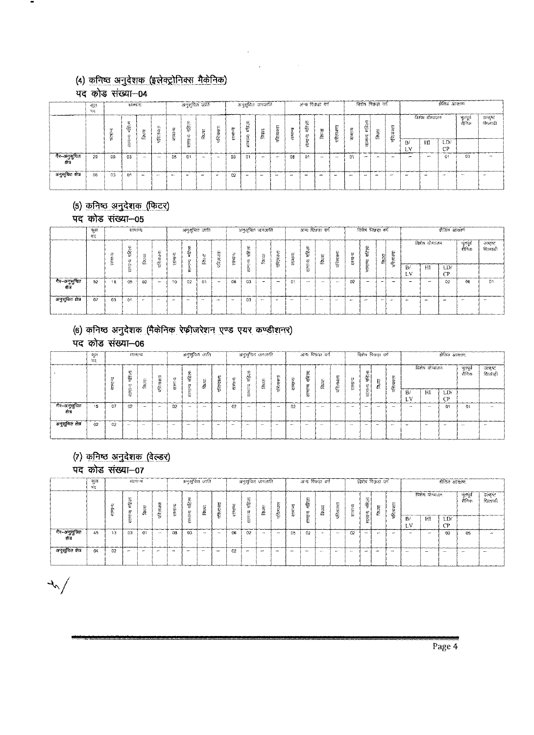### (4) कनिष्ठ अनुदेशक (इलेक्ट्रोनिक्स मैकेनिक)

**पद कोड संख्या–04**

| | कुल पद | सामान्य | | | | अनुसूचित जाति | | | | अनुसूचित जनजाति | | | | अन्य पिछड़ा वर्ग | | | | विशेष पिछड़ा वर्ग | | | | क्षैतिज आरक्षण | | | | |
|---|---|---|---|---|---|---|---|---|---|---|---|---|---|---|---|---|---|---|---|---|---|---|---|---|---|---|
| | | सामान्य | सामान्य महिला | विधवा | परित्यक्ता | सामान्य | सामान्य महिला | विधवा | परित्यक्ता | सामान्य | सामान्य महिला | विधवा | परित्यक्ता | सामान्य | सामान्य महिला | विधवा | परित्यक्ता | सामान्य | सामान्य महिला | विधवा | परित्यक्ता | विशेष योग्यजन | | | भूतपूर्व सैनिक | उत्कृष्ट खिलाड़ी |
| | | | | | | | | | | | | | | | | | | | | | | B/LV | HI | LD/CP | | |
| गैर-अनुसूचित क्षेत्र | 29 | 09 | 03 | – | – | 05 | 01 | – | – | 03 | 01 | – | – | 05 | 01 | – | – | 01 | – | – | – | – | – | 01 | 03 | – |
| अनुसूचित क्षेत्र | 06 | 03 | 01 | – | – | – | – | – | – | 02 | – | – | – | – | – | – | – | – | – | – | – | – | – | – | – | – |

### (5) कनिष्ठ अनुदेशक (फिटर)

**पद कोड संख्या–05**

| | कुल पद | सामान्य | | | | अनुसूचित जाति | | | | अनुसूचित जनजाति | | | | अन्य पिछड़ा वर्ग | | | | विशेष पिछड़ा वर्ग | | | | क्षैतिज आरक्षण | | | | |
|---|---|---|---|---|---|---|---|---|---|---|---|---|---|---|---|---|---|---|---|---|---|---|---|---|---|---|
| | | सामान्य | सामान्य महिला | विधवा | परित्यक्ता | सामान्य | सामान्य महिला | विधवा | परित्यक्ता | सामान्य | सामान्य महिला | विधवा | परित्यक्ता | सामान्य | सामान्य महिला | विधवा | परित्यक्ता | सामान्य | सामान्य महिला | विधवा | परित्यक्ता | विशेष योग्यजन | | | भूतपूर्व सैनिक | उत्कृष्ट खिलाड़ी |
| | | | | | | | | | | | | | | | | | | | | | | B/LV | HI | LD/CP | | |
| गैर-अनुसूचित क्षेत्र | 52 | 18 | 05 | 02 | – | 10 | 02 | 01 | – | 08 | 03 | – | – | 01 | – | – | – | 02 | – | – | – | – | – | 02 | 06 | 01 |
| अनुसूचित क्षेत्र | 07 | 03 | 01 | – | – | – | – | – | – | – | 03 | – | – | – | – | – | – | – | – | – | – | – | – | – | – | – |

### (6) कनिष्ठ अनुदेशक (मैकेनिक रेफ्रीजरेशन एण्ड एयर कण्डीशनर)

**पद कोड संख्या–06**

| | कुल पद | सामान्य | | | | अनुसूचित जाति | | | | अनुसूचित जनजाति | | | | अन्य पिछड़ा वर्ग | | | | विशेष पिछड़ा वर्ग | | | | क्षैतिज आरक्षण | | | | |
|---|---|---|---|---|---|---|---|---|---|---|---|---|---|---|---|---|---|---|---|---|---|---|---|---|---|---|
| | | सामान्य | सामान्य महिला | विधवा | परित्यक्ता | सामान्य | सामान्य महिला | विधवा | परित्यक्ता | सामान्य | सामान्य महिला | विधवा | परित्यक्ता | सामान्य | सामान्य महिला | विधवा | परित्यक्ता | सामान्य | सामान्य महिला | विधवा | परित्यक्ता | विशेष योग्यजन | | | भूतपूर्व सैनिक | उत्कृष्ट खिलाड़ी |
| | | | | | | | | | | | | | | | | | | | | | | B/LV | HI | LD/CP | | |
| गैर-अनुसूचित क्षेत्र | 15 | 07 | 02 | – | – | 02 | – | – | – | 02 | – | – | – | 02 | – | – | – | – | – | – | – | – | – | 01 | 01 | – |
| अनुसूचित क्षेत्र | 02 | 02 | – | – | – | – | – | – | – | – | – | – | – | – | – | – | – | – | – | – | – | – | – | – | – | – |

### (7) कनिष्ठ अनुदेशक (वेल्डर)

**पद कोड संख्या–07**

| | कुल पद | सामान्य | | | | अनुसूचित जाति | | | | अनुसूचित जनजाति | | | | अन्य पिछड़ा वर्ग | | | | विशेष पिछड़ा वर्ग | | | | क्षैतिज आरक्षण | | | | |
|---|---|---|---|---|---|---|---|---|---|---|---|---|---|---|---|---|---|---|---|---|---|---|---|---|---|---|
| | | सामान्य | सामान्य महिला | विधवा | परित्यक्ता | सामान्य | सामान्य महिला | विधवा | परित्यक्ता | सामान्य | सामान्य महिला | विधवा | परित्यक्ता | सामान्य | सामान्य महिला | विधवा | परित्यक्ता | सामान्य | सामान्य महिला | विधवा | परित्यक्ता | विशेष योग्यजन | | | भूतपूर्व सैनिक | उत्कृष्ट खिलाड़ी |
| | | | | | | | | | | | | | | | | | | | | | | B/LV | HI | LD/CP | | |
| गैर-अनुसूचित क्षेत्र | 45 | 13 | 03 | 01 | – | 08 | 03 | – | – | 06 | 02 | – | – | 05 | 02 | – | – | 02 | – | – | – | – | – | 02 | 05 | – |
| अनुसूचित क्षेत्र | 04 | 02 | – | – | – | – | – | – | – | 02 | – | – | – | – | – | – | – | – | – | – | – | – | – | – | – | – |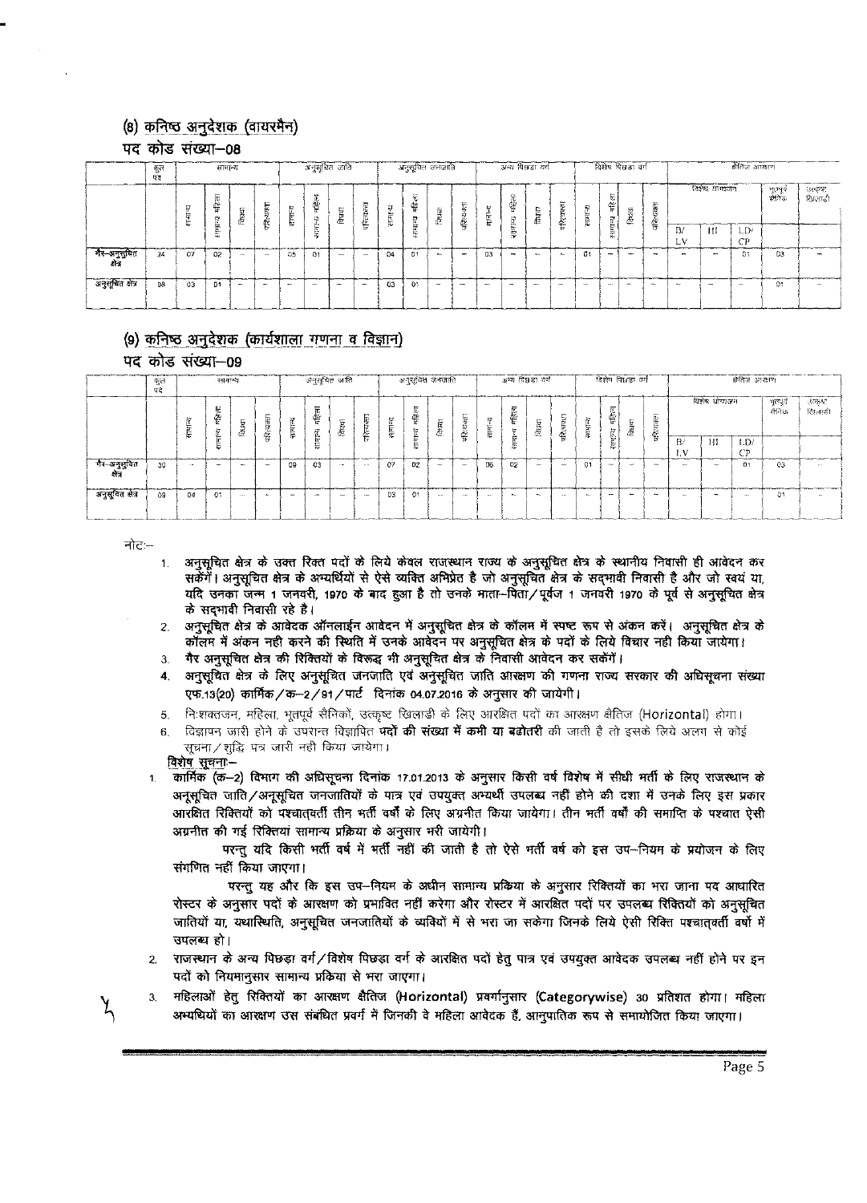## (8) कनिष्ठ अनुदेशक (वायरमैन)

### पद कोड संख्या–08

| | कुल पद | सामान्य | | | | अनुसूचित जाति | | | | अनुसूचित जनजाति | | | | अन्य पिछड़ा वर्ग | | | | विशेष पिछड़ा वर्ग | | | | क्षैतिज आरक्षण | | | | |
|---|---|---|---|---|---|---|---|---|---|---|---|---|---|---|---|---|---|---|---|---|---|---|---|---|---|---|
| | | सामान्य | सामान्य महिला | विधवा | परित्यक्ता | सामान्य | सामान्य महिला | विधवा | परित्यक्ता | सामान्य | सामान्य महिला | विधवा | परित्यक्ता | सामान्य | सामान्य महिला | विधवा | परित्यक्ता | सामान्य | सामान्य महिला | विधवा | परित्यक्ता | विशेष योग्यजन | | | भूतपूर्व सैनिक | उत्कृष्ट खिलाड़ी |
| | | | | | | | | | | | | | | | | | | | | | | B/LV | HI | LD/CP | | |
| गैर-अनुसूचित क्षेत्र | 24 | 07 | 02 | – | – | 05 | 01 | – | – | 04 | 01 | – | – | 03 | – | – | – | 01 | – | – | – | – | – | 01 | 03 | – |
| अनुसूचित क्षेत्र | 08 | 03 | 01 | – | – | – | – | – | – | 03 | 01 | – | – | – | – | – | – | – | – | – | – | – | – | – | 01 | – |

## (9) कनिष्ठ अनुदेशक (कार्यशाला गणना व विज्ञान)

### पद कोड संख्या–09

| | कुल पद | सामान्य | | | | अनुसूचित जाति | | | | अनुसूचित जनजाति | | | | अन्य पिछड़ा वर्ग | | | | विशेष पिछड़ा वर्ग | | | | क्षैतिज आरक्षण | | | | |
|---|---|---|---|---|---|---|---|---|---|---|---|---|---|---|---|---|---|---|---|---|---|---|---|---|---|---|
| | | सामान्य | सामान्य महिला | विधवा | परित्यक्ता | सामान्य | सामान्य महिला | विधवा | परित्यक्ता | सामान्य | सामान्य महिला | विधवा | परित्यक्ता | सामान्य | सामान्य महिला | विधवा | परित्यक्ता | सामान्य | सामान्य महिला | विधवा | परित्यक्ता | विशेष योग्यजन | | | भूतपूर्व सैनिक | उत्कृष्ट खिलाड़ी |
| | | | | | | | | | | | | | | | | | | | | | | B/LV | HI | LD/CP | | |
| गैर-अनुसूचित क्षेत्र | 30 | – | – | – | – | 09 | 03 | – | – | 07 | 02 | – | – | 06 | 02 | – | – | 01 | – | – | – | – | – | 01 | 03 | – |
| अनुसूचित क्षेत्र | 09 | 04 | 01 | – | – | – | – | – | – | 03 | 01 | – | – | – | – | – | – | – | – | – | – | – | – | – | 01 | – |

नोटः–

1. अनुसूचित क्षेत्र के उक्त रिक्त पदों के लिये केवल राजस्थान राज्य के अनुसूचित क्षेत्र के स्थानीय निवासी ही आवेदन कर सकेंगें। अनुसूचित क्षेत्र के अभ्यर्थियों से ऐसे व्यक्ति अभिप्रेत है जो अनुसूचित क्षेत्र के सद्भावी निवासी है और जो स्वयं या, यदि उनका जन्म 1 जनवरी, 1970 के बाद हुआ है तो उनके माता–पिता/पूर्वज 1 जनवरी 1970 के पूर्व से अनुसूचित क्षेत्र के सद्भावी निवासी रहे है।
2. अनुसूचित क्षेत्र के आवेदक ऑनलाईन आवेदन में अनुसूचित क्षेत्र के कॉलम में स्पष्ट रूप से अंकन करें। अनुसूचित क्षेत्र के कॉलम में अंकन नही करने की स्थिति में उनके आवेदन पर अनुसूचित क्षेत्र के पदों के लिये विचार नही किया जायेगा।
3. **गैर अनुसूचित क्षेत्र की रिक्तियों के विरूद्व भी अनुसूचित क्षेत्र के निवासी आवेदन कर सकेंगें।**
4. अनुसूचित क्षेत्र के लिए अनुसूचित जनजाति एवं अनुसूचित जाति आरक्षण की गणना राज्य सरकार की अधिसूचना संख्या एफ.13(20) कार्मिक/क–2/91/पार्ट दिनांक 04.07.2016 के अनुसार की जायेगी।
5. निःशक्तजन, महिला, भूतपूर्व सैनिकों, उत्कृष्ट खिलाडी के लिए आरक्षित पदों का आरक्षण क्षैतिज (Horizontal) होगा।
6. विज्ञापन जारी होने के उपरान्त विज्ञापित **पदों की संख्या में कमी या बढोतरी** की जाती है तो इसके लिये अलग से कोई सूचना/शुद्धि पत्र जारी नही किया जायेगा।

**विशेष सूचना–**

1. कार्मिक (क–2) विभाग की अधिसूचना दिनांक 17.01.2013 के अनुसार किसी वर्ष विशेष में सीधी भर्ती के लिए राजस्थान के अनूसूचित जाति/अनूसूचित जनजातियों के पात्र एवं उपयुक्त अभ्यर्थी उपलब्ध नहीं होने की दशा में उनके लिए इस प्रकार आरक्षित रिक्तियों को पश्चात्वर्ती तीन भर्ती वर्षों के लिए अग्रनीत किया जायेगा। तीन भर्ती वर्षों की समाप्ति के पश्चात ऐसी अग्रनीत की गई रिक्तियां सामान्य प्रक्रिया के अनुसार भरी जायेगी।

   परन्तु यदि किसी भर्ती वर्ष में भर्ती नहीं की जाती है तो ऐसे भर्ती वर्ष को इस उप–नियम के प्रयोजन के लिए संगणित नहीं किया जाएगा।

   परन्तु यह और कि इस उप–नियम के अधीन सामान्य प्रक्रिया के अनुसार रिक्तियों का भरा जाना पद आधारित रोस्टर के अनुसार पदों के आरक्षण को प्रभावित नहीं करेगा और रोस्टर में आरक्षित पदों पर उपलब्ध रिक्तियों को अनुसूचित जातियों या, यथास्थिति, अनुसूचित जनजातियों के व्यक्तियों में से भरा जा सकेगा जिनके लिये ऐसी रिक्ति पश्चात्वर्ती वर्षों में उपलब्ध हो।
2. राजस्थान के अन्य पिछड़ा वर्ग/विशेष पिछड़ा वर्ग के आरक्षित पदों हेतु पात्र एवं उपयुक्त आवेदक उपलब्ध नहीं होने पर इन पदों को नियमानुसार सामान्य प्रकिया से भरा जाएगा।
3. महिलाओं हेतु रिक्तियों का आरक्षण क्षैतिज (Horizontal) प्रवर्गानुसार (Categorywise) 30 प्रतिशत होगा। महिला अभ्यर्थियों का आरक्षण उस संबंधित प्रवर्ग में जिनकी वे महिला आवेदक हैं, आनुपातिक रूप से समायोजित किया जाएगा।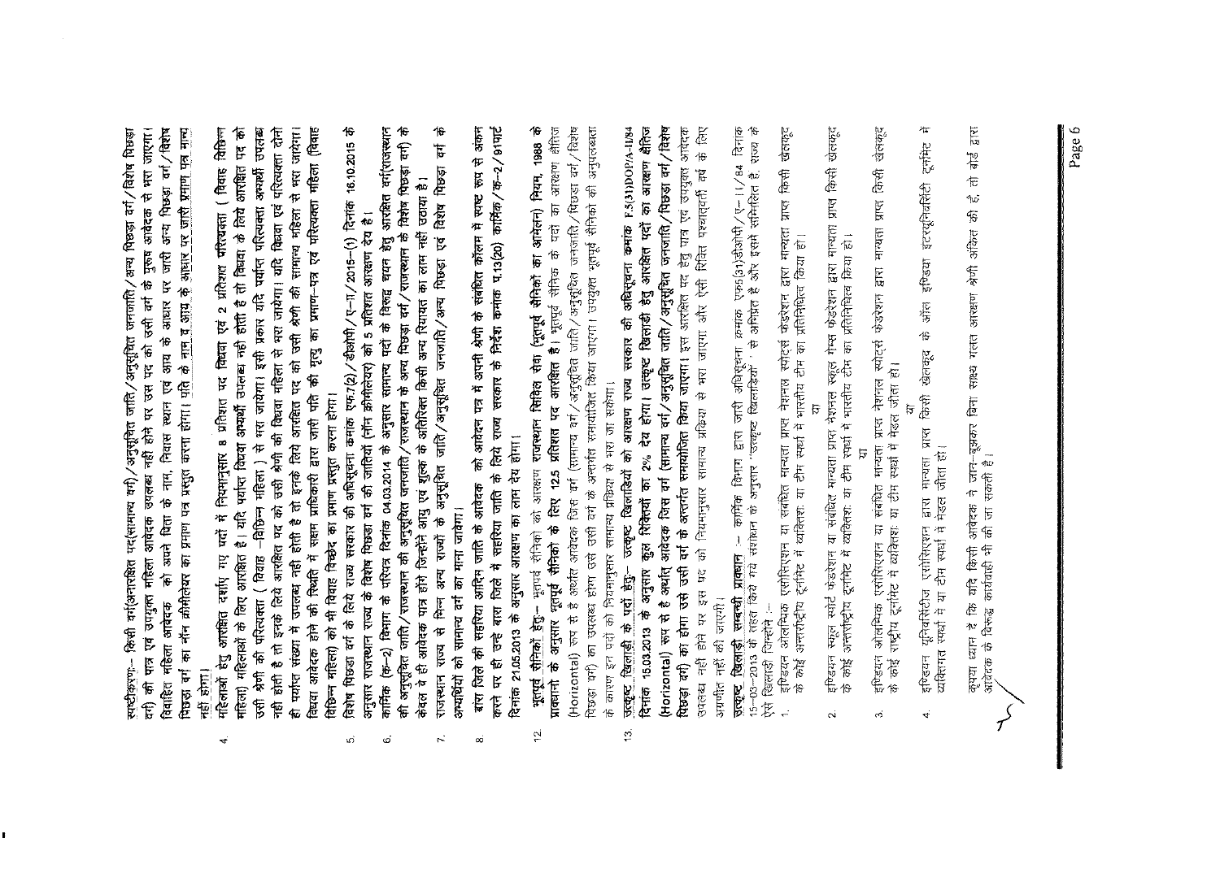स्पष्टीकरणः- किसी वर्ग(अनारक्षित पद(सामान्य वर्ग)/अनुसूचित जाति/अनुसूचित जनजाति/अन्य पिछड़ा वर्ग/विशेष पिछड़ा वर्ग) की पात्र एवं उपयुक्त महिला आवेदक उपलब्ध नहीं होने पर उस पद को उसी वर्ग के पुरुष आवेदक से भरा जाएगा। विवाहित महिला आवेदक को अपने पिता के नाम, निवास स्थान एवं आय के आधार पर जारी अन्य पिछड़ा वर्ग/विशेष पिछड़ा वर्ग का नॉन क्रीमीलेयर का प्रमाण पत्र प्रस्तुत करना होगा। पति के नाम व आय के आधार पर जारी प्रमाण पत्र मान्य नहीं होगा।

4. महिलाओं हेतु आरक्षित दर्शाए गए पदों में नियमानुसार 8 प्रतिशत पद विधवा एवं 2 प्रतिशत परित्यक्ता (विवाह विछिन्न महिला) महिलाओं के लिए आरक्षित है। यदि पर्याप्त विधवा अभ्यर्थी उपलब्ध नहीं होती है तो विधवा के लिये आरक्षित पद को उसी श्रेणी की परित्यक्ता (विवाह -विछिन्न महिला) से भरा जायेगा। इसी प्रकार यदि पर्याप्त परित्यक्ता अभ्यर्थी उपलब्ध नहीं होती है तो इनके लिये आरक्षित पद को उसी श्रेणी की विधवा महिला से भरा जायेगा। यदि विधवा एवं परित्यक्ता दोनों ही पर्याप्त संख्या में उपलब्ध नहीं होती है तो इनके लिये आरक्षित पद को उसी श्रेणी की सामान्य महिला से भरा जायेगा। विधवा आवेदक होने की स्थिति में सक्षम प्राधिकारी द्वारा जारी पति की मृत्यु का प्रमाण-पत्र एवं परित्यक्ता महिला (विवाह विछिन्न महिला) को भी विवाह विच्छेद का प्रमाण प्रस्तुत करना होगा।

5. विशेष पिछड़ा वर्ग के लिये राज्य सरकार की अधिसूचना क्रमांक एफ.7(2)/डीओपी/ए-II/2015-(1) दिनांक 16.10.2015 के अनुसार राजस्थान राज्य के विशेष पिछड़ा वर्ग की जातियों (नॉन क्रीमीलेयर) को 5 प्रतिशत आरक्षण देय है।

6. कार्मिक (क-2) विभाग के परिपत्र दिनांक 04.03.2014 के अनुसार सामान्य पद के विरूद्ध चयन हेतु आरक्षित वर्ग(राजस्थान की अनुसूचित जाति/राजस्थान की अनुसूचित जनजाति/राजस्थान के अन्य पिछड़ा वर्ग/राजस्थान के विशेष पिछड़ा वर्ग) के केवल वे ही आवेदक पात्र होंगे जिन्होंने आयु एवं शुल्क के अतिरिक्त किसी अन्य रियायत का लाभ नहीं उठाया है।

7. राजस्थान राज्य से भिन्न अन्य राज्यों के अनुसूचित जाति/अनुसूचित जनजाति/अन्य पिछड़ा एवं विशेष पिछड़ा वर्ग के अभ्यर्थियों को सामान्य वर्ग का माना जावेगा।

8. बारां जिले की सहरिया आदिम जाति के आवेदक को आवेदन पत्र में अपनी श्रेणी के संबंधित कॉलम में स्पष्ट रूप से अंकन करने पर ही उन्हें बारां जिले के सहरिया जाति के लिये राज्य सरकार के निर्देश क्रमांक प.13(20) कार्मिक/क-2/91पार्ट दिनांक 21.05.2013 के अनुसार आरक्षण का लाभ देय होगा।

12. **भूतपूर्व सैनिकों हेतु**:- भूतपूर्व सैनिकों को आरक्षण राजस्थान सिविल सेवा (भूतपूर्व सैनिकों का आमेलन) नियम, 1988 के प्रावधानों के अनुसार भूतपूर्व सैनिकों के लिए 12.5 प्रतिशत पद आरक्षित है। भूतपूर्व सैनिक के पदों का आरक्षण क्षैतिज (Horizontal) रूप से है अर्थात आवेदक जिस वर्ग (सामान्य वर्ग/अनुसूचित जाति/अनुसूचित जनजाति/पिछड़ा वर्ग/विशेष पिछड़ा वर्ग) का उपलब्ध होगा उसे उसी वर्ग के अन्तर्गत समायोजित किया जाएगा। उपयुक्त भूतपूर्व सैनिकों की अनुपलब्धता के कारण इन पदों को नियमानुसार सामान्य प्रक्रिया से भरा जा सकेगा।

13. **उत्कृष्ट खिलाड़ी के पदों हेतु**:- उत्कृष्ट खिलाड़ियों को आरक्षण राज्य सरकार की अधिसूचना क्रमांक F.5(31)DOP/A-II/84 दिनांक 15.03.2013 के अनुसार कुल रिक्तियों का 2% देय होगा। उत्कृष्ट खिलाड़ी हेतु आरक्षित पदों का आरक्षण क्षैतिज (Horizontal) रूप से है अर्थात आवेदक जिस वर्ग (सामान्य वर्ग/अनुसूचित जाति/अनुसूचित जनजाति/पिछड़ा वर्ग/विशेष पिछड़ा वर्ग) का होगा उसे उसी वर्ग के अन्तर्गत समायोजित किया जाएगा। इस आरक्षित पद हेतु पात्र एवं उपयुक्त आवेदक उपलब्ध नहीं होने पर इस पद को नियमानुसार सामान्य प्रक्रिया से भरा जाएगा और ऐसी रिक्ति पश्चात्वर्ती वर्ष के लिए अग्रणीत नहीं की जाएगी।

**उत्कृष्ट खिलाड़ी सम्बन्धी प्रावधान** :- कार्मिक विभाग द्वारा जारी अधिसूचना क्रमांक एफ5(31)डीओपी/ए-II/84 दिनांक 15-03-2013 के तहत किये गये संशोधन के अनुसार 'उत्कृष्ट खिलाड़ियों' से अभिप्रेत है और इसमें सम्मिलित है, राज्य के ऐसे खिलाड़ी जिन्होंने :-

1. इण्डियन ओलम्पिक एसोसिएशन या संबंधित मान्यता प्राप्त नेशनल स्पोर्ट्स फेडरेशन द्वारा मान्यता प्राप्त किसी खेलकूद के कोई अन्तर्राष्ट्रीय टूर्नामेंट में व्यक्तिशः या टीम स्पर्धा में भारतीय टीम का प्रतिनिधित्व किया हो।

   या

2. इण्डियन स्कूल स्पोर्ट फेडरेशन या संबंधित मान्यता प्राप्त नेशनल स्कूल गेम्स फेडरेशन द्वारा मान्यता प्राप्त किसी खेलकूद के कोई अन्तर्राष्ट्रीय टूर्नामेंट में व्यक्तिशः या टीम स्पर्धा में भारतीय टीम का प्रतिनिधित्व किया हो।

   या

3. इण्डियन ओलम्पिक एसोसिएशन या संबंधित मान्यता प्राप्त नेशनल स्पोर्ट्स फेडरेशन द्वारा मान्यता प्राप्त किसी खेलकूद के कोई राष्ट्रीय टूर्नामेंट में व्यक्तिशः या टीम स्पर्धा में मेडल जीता हो।

   या

4. इण्डियन यूनिवर्सिटीज एसोसिएशन द्वारा मान्यता प्राप्त किसी खेलकूद के ऑल इण्डिया इंटरयूनिवर्सिटी टूर्नामेंट में व्यक्तिगत स्पर्धा में या टीम स्पर्धा में मेडल जीता हो।

कृपया ध्यान दें कि यदि किसी आवेदक ने जान-बूझकर बिना साक्ष्य गलत आरक्षण श्रेणी अंकित की है, तो बोर्ड द्वारा आवेदक के विरूद्ध कार्यवाही भी की जा सकती है।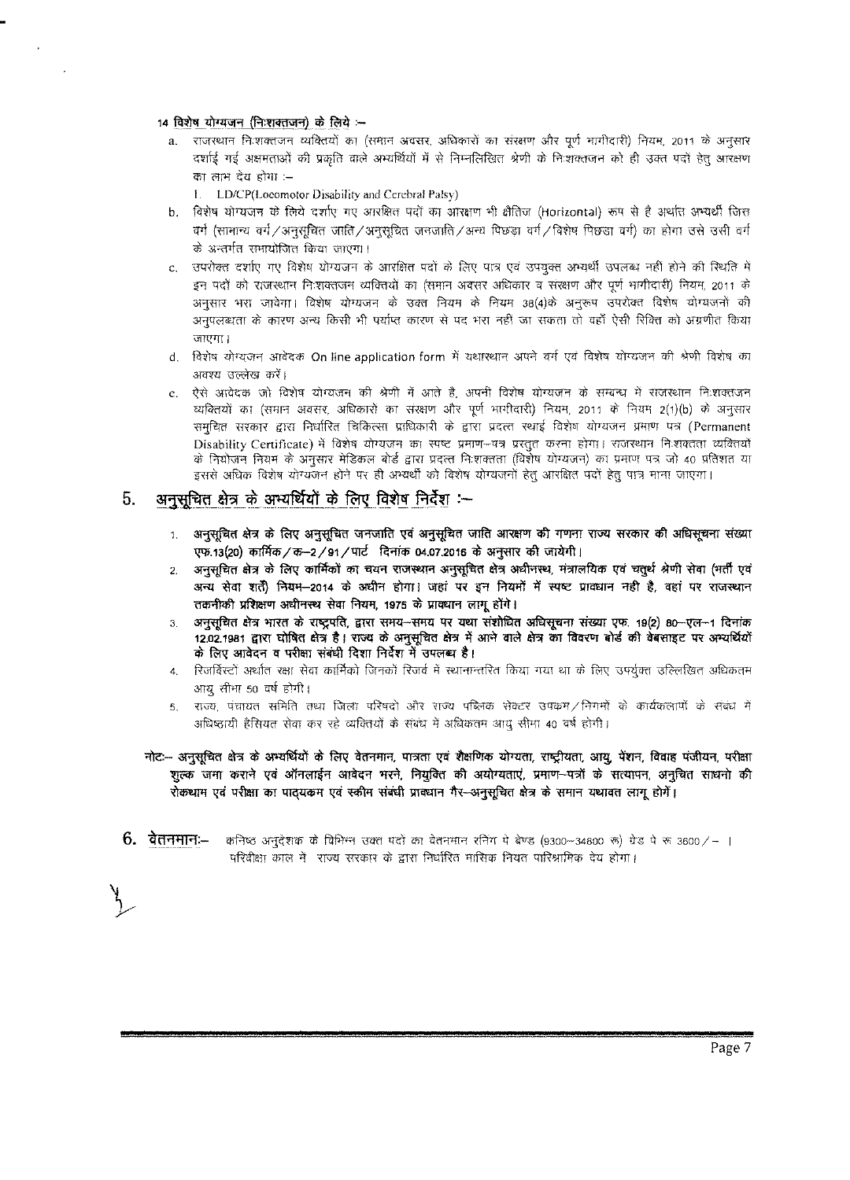14 **विशेष योग्यजन (निःशक्तजन) के लिये :–**

a. राजस्थान निःशक्तजन व्यक्तियों का (समान अवसर, अधिकारों का संरक्षण और पूर्ण भागीदारी) नियम, 2011 के अनुसार दर्शाई गई अक्षमताओं की प्रकृति वाले अभ्यर्थियों में से निम्नलिखित श्रेणी के निःशक्तजन को ही उक्त पदों हेतु आरक्षण का लाभ देय होगा :–

   I. LD/CP(Locomotor Disability and Cerebral Palsy)

b. विशेष योग्यजन के लिये दर्शाए गए आरक्षित पदों का आरक्षण भी क्षैतिज (Horizontal) रूप से है अर्थात अभ्यर्थी जिस वर्ग (सामान्य वर्ग/अनुसूचित जाति/अनुसूचित जनजाति/अन्य पिछड़ा वर्ग/विशेष पिछड़ा वर्ग) का होगा उसे उसी वर्ग के अन्तर्गत समायोजित किया जाएगा।

c. उपरोक्त दर्शाए गए विशेष योग्यजन के आरक्षित पदों के लिए पात्र एवं उपयुक्त अभ्यर्थी उपलब्ध नहीं होने की स्थिति में इन पदों को राजस्थान निःशक्तजन व्यक्तियों का (समान अवसर अधिकार व संरक्षण और पूर्ण भागीदारी) नियम, 2011 के अनुसार भरा जावेगा। विशेष योग्यजन के उक्त नियम के नियम 38(4)के अनुरूप उपरोक्त विशेष योग्यजनों की अनुपलब्धता के कारण अन्य किसी भी पर्याप्त कारण से पद भरा नहीं जा सकता तो वहाँ ऐसी रिक्ति को अग्रणीत किया जाएगा।

d. विशेष योग्यजन आवेदक On line application form में यथास्थान अपने वर्ग एवं विशेष योग्यजन की श्रेणी विशेष का अवश्य उल्लेख करें।

e. ऐसे आवेदक जो विशेष योग्यजन की श्रेणी में आते है, अपनी विशेष योग्यजन के सम्बन्ध में राजस्थान निःशक्तजन व्यक्तियों का (समान अवसर, अधिकारों का संरक्षण और पूर्ण भागीदारी) नियम, 2011 के नियम 2(1)(b) के अनुसार समुचित सरकार द्वारा निर्धारित चिकित्सा प्राधिकारी के द्वारा प्रदत्त स्थाई विशेष योग्यजन प्रमाण पत्र (Permanent Disability Certificate) में विशेष योग्यजन का स्पष्ट प्रमाण–पत्र प्रस्तुत करना होगा। राजस्थान निःशक्तता व्यक्तियों के नियोजन नियम के अनुसार मेडिकल बोर्ड द्वारा प्रदत्त निःशक्तता (विशेष योग्यजन) का प्रमाण पत्र जो 40 प्रतिशत या इससे अधिक विशेष योग्यजन होने पर ही अभ्यर्थी को विशेष योग्यजनों हेतु आरक्षित पदों हेतु पात्र माना जाएगा।

## 5. अनुसूचित क्षेत्र के अभ्यर्थियों के लिए विशेष निर्देश :–

1. **अनुसूचित क्षेत्र के लिए अनुसूचित जनजाति एवं अनुसूचित जाति आरक्षण की गणना राज्य सरकार की अधिसूचना संख्या एफ.13(20) कार्मिक/क–2/91/पार्ट दिनांक 04.07.2016 के अनुसार की जायेगी।**
2. **अनुसूचित क्षेत्र के लिए कार्मिकों का चयन राजस्थान अनुसूचित क्षेत्र अधीनस्थ, मंत्रालयिक एवं चतुर्थ श्रेणी सेवा (भर्ती एवं अन्य सेवा शर्तें) नियम–2014 के अधीन होगा। जहां पर इन नियमों में स्पष्ट प्रावधान नहीं है, वहां पर राजस्थान तकनीकी प्रशिक्षण अधीनस्थ सेवा नियम, 1975 के प्रावधान लागू होंगे।**
3. **अनुसूचित क्षेत्र भारत के राष्ट्रपति, द्वारा समय–समय पर यथा संशोधित अधिसूचना संख्या एफ. 19(2) 80–एल–1 दिनांक 12.02.1981 द्वारा घोषित क्षेत्र है। राज्य के अनुसूचित क्षेत्र में आने वाले क्षेत्र का विवरण बोर्ड की वेबसाइट पर अभ्यर्थियों के लिए आवेदन व परीक्षा संबंधी दिशा निर्देश में उपलब्ध है।**
4. रिजर्विस्टों अर्थात रक्षा सेवा कार्मिको जिनको रिजर्व में स्थानान्तरित किया गया था के लिए उपर्युक्त उल्लिखित अधिकतम आयु सीमा 50 वर्ष होगी।
5. राज्य, पंचायत समिति तथा जिला परिषदो और राज्य पब्लिक सेक्टर उपक्रम/निगमों के कार्यकलापों के संबंध में अधिष्ठायी हैसियत सेवा कर रहे व्यक्तियों के संबंध में अधिकतम आयु सीमा 40 वर्ष होगी।

**नोटः– अनुसूचित क्षेत्र के अभ्यर्थियों के लिए वेतनमान, पात्रता एवं शैक्षणिक योग्यता, राष्ट्रीयता, आयु, पेंशन, विवाह पंजीयन, परीक्षा शुल्क जमा कराने एवं ऑनलाईन आवेदन भरने, नियुक्ति की अयोग्यताएं, प्रमाण–पत्रों के सत्यापन, अनुचित साधनो की रोकथाम एवं परीक्षा का पाठ्यक्रम एवं स्कीम संबंधी प्रावधान गैर–अनुसूचित क्षेत्र के समान यथावत लागू होंगें।**

## 6. वेतनमानः–

कनिष्ठ अनुदेशक के विभिन्न उक्त पदों का वेतनमान रनिंग पे बेण्ड (9300–34800 रू) ग्रेड पे रू 3600/– । परिवीक्षा काल में राज्य सरकार के द्वारा निर्धारित मासिक नियत पारिश्रमिक देय होगा।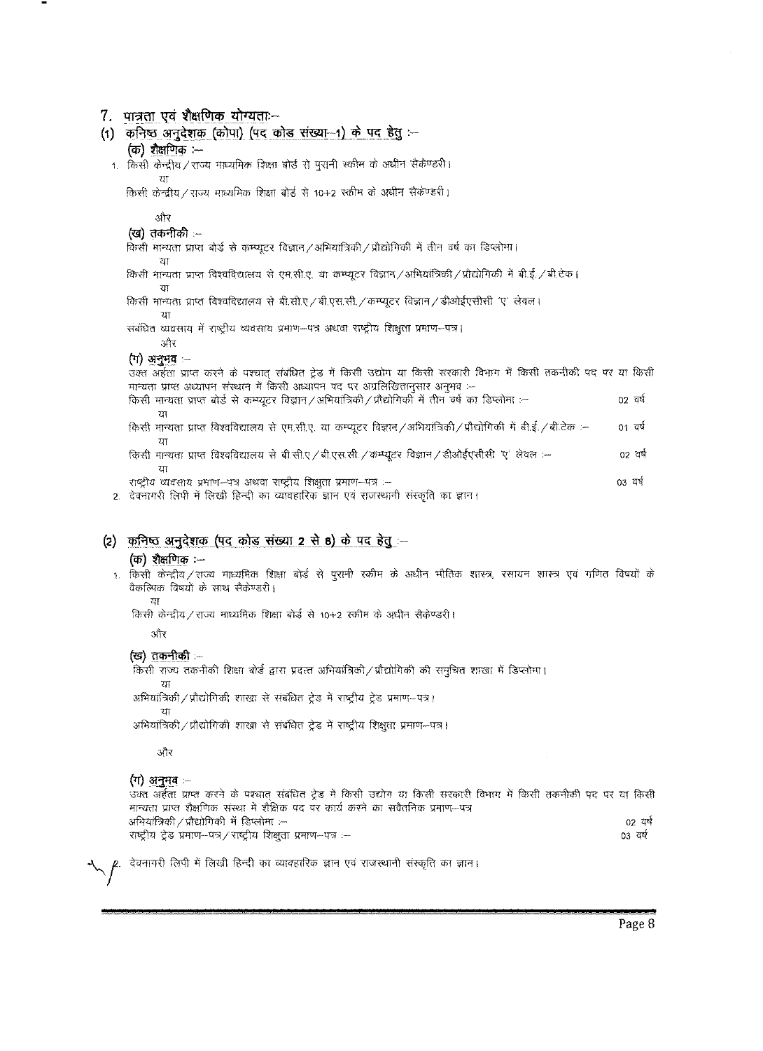## 7. पात्रता एवं शैक्षणिक योग्यताः–

### (1) कनिष्ठ अनुदेशक (कोपा) (पद कोड संख्या–1) के पद हेतु :–

**(क) शैक्षणिक :–**

1. किसी केन्द्रीय / राज्य माध्यमिक शिक्षा बोर्ड से पुरानी स्कीम के अधीन सैकेण्डरी।

   या

   किसी केन्द्रीय / राज्य माध्यमिक शिक्षा बोर्ड से 10+2 स्कीम के अधीन सैकेण्डरी।

   और

   **(ख) तकनीकी :–**

   किसी मान्यता प्राप्त बोर्ड से कम्प्यूटर विज्ञान / अभियांत्रिकी / प्रौद्योगिकी में तीन वर्ष का डिप्लोमा।

   या

   किसी मान्यता प्राप्त विश्वविद्यालय से एम.सी.ए. या कम्प्यूटर विज्ञान / अभियांत्रिकी / प्रौद्योगिकी में बी.ई. / बी.टेक।

   या

   किसी मान्यता प्राप्त विश्वविद्यालय से बी.सी.ए / बी.एस.सी. / कम्प्यूटर विज्ञान / डीओईएसीसी 'ए' लेवल।

   या

   संबंधित व्यवसाय में राष्ट्रीय व्यवसाय प्रमाण–पत्र अथवा राष्ट्रीय शिक्षुता प्रमाण–पत्र।

   और

   **(ग) अनुभव :–**

   उक्त अर्हता प्राप्त करने के पश्चात् संबंधित ट्रेड में किसी उद्योग या किसी सरकारी विभाग में किसी तकनीकी पद पर या किसी मान्यता प्राप्त अध्यापन संस्थान में किसी अध्यापन पद पर अग्रलिखितानुसार अनुभव :–

   किसी मान्यता प्राप्त बोर्ड से कम्प्यूटर विज्ञान / अभियांत्रिकी / प्रौद्योगिकी में तीन वर्ष का डिप्लोमा :– 02 वर्ष

   या

   किसी मान्यता प्राप्त विश्वविद्यालय से एम.सी.ए. या कम्प्यूटर विज्ञान / अभियांत्रिकी / प्रौद्योगिकी में बी.ई. / बी.टेक :– 01 वर्ष

   या

   किसी मान्यता प्राप्त विश्वविद्यालय से बी.सी.ए / बी.एस.सी. / कम्प्यूटर विज्ञान / डीओईएसीसी 'ए' लेवल :– 02 वर्ष

   या

   राष्ट्रीय व्यवसाय प्रमाण–पत्र अथवा राष्ट्रीय शिक्षुता प्रमाण–पत्र :– 03 वर्ष

2. देवनागरी लिपी में लिखी हिन्दी का व्यावहारिक ज्ञान एवं राजस्थानी संस्कृति का ज्ञान।

### (2) कनिष्ठ अनुदेशक (पद कोड संख्या 2 से 8) के पद हेतु :–

**(क) शैक्षणिक :–**

1. किसी केन्द्रीय / राज्य माध्यमिक शिक्षा बोर्ड से पुरानी स्कीम के अधीन भौतिक शास्त्र, रसायन शास्त्र एवं गणित विषयों के वैकल्पिक विषयों के साथ सैकेण्डरी।

   या

   किसी केन्द्रीय / राज्य माध्यमिक शिक्षा बोर्ड से 10+2 स्कीम के अधीन सैकेण्डरी।

   और

   **(ख) तकनीकी :–**

   किसी राज्य तकनीकी शिक्षा बोर्ड द्वारा प्रदत्त अभियांत्रिकी / प्रौद्योगिकी की समुचित शाखा में डिप्लोमा।

   या

   अभियांत्रिकी / प्रौद्योगिकी शाखा से संबंधित ट्रेड में राष्ट्रीय ट्रेड प्रमाण–पत्र।

   या

   अभियांत्रिकी / प्रौद्योगिकी शाखा से संबंधित ट्रेड में राष्ट्रीय शिक्षुता प्रमाण–पत्र।

   और

   **(ग) अनुभव :–**

   उक्त अर्हता प्राप्त करने के पश्चात् संबंधित ट्रेड में किसी उद्योग या किसी सरकारी विभाग में किसी तकनीकी पद पर या किसी मान्यता प्राप्त शैक्षणिक संस्था में शैक्षिक पद पर कार्य करने का सवैतनिक प्रमाण–पत्र

   अभियांत्रिकी / प्रौद्योगिकी में डिप्लोमा :– 02 वर्ष

   राष्ट्रीय ट्रेड प्रमाण–पत्र / राष्ट्रीय शिक्षुता प्रमाण–पत्र :– 03 वर्ष

2. देवनागरी लिपी में लिखी हिन्दी का व्यावहारिक ज्ञान एवं राजस्थानी संस्कृति का ज्ञान।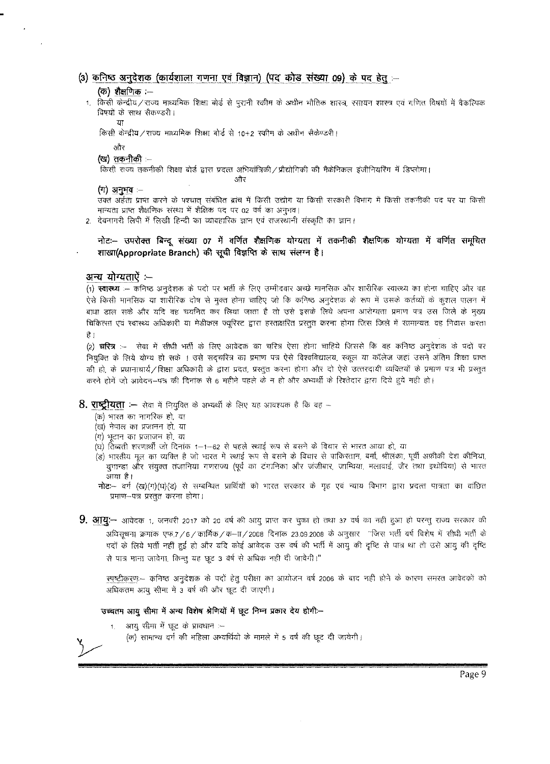### (3) कनिष्ठ अनुदेशक (कार्यशाला गणना एवं विज्ञान) (पद कोड संख्या 09) के पद हेतु :–

**(क) शैक्षणिक :–**

1. किसी केन्द्रीय/राज्य माध्यमिक शिक्षा बोर्ड से पुरानी स्कीम के अधीन भौतिक शास्त्र, रसायन शास्त्र एवं गणित विषयों में वैकल्पिक विषयों के साथ सैकण्डरी।

   या

   किसी केन्द्रीय/राज्य माध्यमिक शिक्षा बोर्ड से 10+2 स्कीम के अधीन सैकेण्डरी।

   और

   **(ख) तकनीकी :–**

   किसी राज्य तकनीकी शिक्षा बोर्ड द्वारा प्रदत्त अभियांत्रिकी/प्रौद्योगिकी की मैकेनिकल इंजीनियरिंग में डिप्लोमा।

   और

   **(ग) अनुभव :–**

   उक्त अर्हता प्राप्त करने के पश्चात् संबंधित ब्रांच में किसी उद्योग या किसी सरकारी विभाग में किसी तकनीकी पद पर या किसी मान्यता प्राप्त शैक्षणिक संस्था में शैक्षिक पद पर 02 वर्ष का अनुभव।

2. देवनागरी लिपि में लिखी हिन्दी का व्यावहारिक ज्ञान एवं राजस्थानी संस्कृति का ज्ञान।

**नोटः– उपरोक्त बिन्दू संख्या 07 में वर्णित शैक्षणिक योग्यता में तकनीकी शैक्षणिक योग्यता में वर्णित समुचित शाखा(Appropriate Branch) की सूची विज्ञप्ति के साथ संलग्न है।**

## अन्य योग्यताऐं :–

(1) **स्वास्थ्य** :– कनिष्ठ अनुदेशक के पदो पर भर्ती के लिए उम्मीदवार अच्छे मानसिक और शारीरिक स्वास्थ्य का होना चाहिए और वह ऐसे किसी मानसिक या शारीरिक दोष से मुक्त होना चाहिए जो कि कनिष्ठ अनुदेशक के रूप में उसके कर्तव्यों के कुशल पालन में बाधा डाल सके और यदि वह चयनित कर लिया जाता है तो उसे इसके लिये अपना आरोग्यता प्रमाण पत्र उस जिले के मुख्य चिकित्सा एवं स्वास्थ्य अधिकारी या मेडीकल ज्यूरिस्ट द्वारा हस्ताक्षरित प्रस्तुत करना होगा जिस जिले में सामान्यतः वह निवास करता है।

(2) **चरित्र** :– सेवा में सीधी भर्ती के लिए आवेदक का चरित्र ऐसा होना चाहिये जिससे कि वह कनिष्ठ अनुदेशक के पदो पर नियुक्ति के लिये योग्य हो सके । उसे सद्चरित्र का प्रमाण पत्र ऐसे विश्वविद्यालय, स्कूल या कॉलेज जहां उसने अंतिम शिक्षा प्राप्त की हो, के प्रधानाचार्य/शिक्षा अधिकारी के द्वारा प्रदत्त, प्रस्तुत करना होगा और दो ऐसे उत्तरदायी व्यक्तियों के प्रमाण पत्र भी प्रस्तुत करने होगें जो आवेदन–पत्र की दिनांक से 6 महीने पहले के न हो और अभ्यर्थी के रिश्तेदार द्वारा दिये हुये नहीं हो।

## 8. राष्ट्रीयता :–

सेवा में नियुक्ति के अभ्यर्थी के लिए यह आवश्यक है कि वह –

(क) भारत का नागरिक हो, या

(ख) नेपाल का प्रजाजन हो, या

(ग) भूटान का प्रजाजन हो, या

(घ) तिब्बती शरणार्थी जो दिनांक 1–1–62 से पहले स्थाई रूप से बसने के विचार से भारत आया हो, या

(ड) भारतीय मूल का व्यक्ति है जो भारत में स्थाई रूप से बसने के विचार से पाकिस्तान, बर्मा, श्रीलंका, पूर्वी अफ्रीकी देश कीनिया, युगान्डा और संयुक्त तन्जानिया गणराज्य (पूर्व का टंगानिका और जंजीबार, जाम्बिया, मलावाई, जैर तथा इथोपिया) से भारत आया है।

**नोटः**– वर्ग (ख)(ग)(घ)(ड) से सम्बन्धित प्रार्थियों को भारत सरकार के गृह एवं न्याय विभाग द्वारा प्रदत्त पात्रता का वांछित प्रमाण–पत्र प्रस्तुत करना होगा।

## 9. आयुः–

आवेदक 1, जनवरी 2017 को 20 वर्ष की आयु प्राप्त कर चुका हो तथा 37 वर्ष का नही हुआ हो परन्तु राज्य सरकार की अधिसूचना क्रमांक एफ.7/6/कार्मिक/क–II/2008 दिनांक 23.09.2008 के अनुसार "जिस भर्ती वर्ष विशेष में सीधी भर्ती के पदों के लिये भर्ती नहीं हुई हो और यदि कोई आवेदक उस वर्ष की भर्ती में आयु की दृष्टि से पात्र था तो उसे आयु की दृष्टि से पात्र माना जावेगा, किन्तु यह छूट 3 वर्ष से अधिक नही दी जावेगी।"

स्पष्टीकरणः– कनिष्ठ अनुदेशक के पदों हेतु परीक्षा का आयोजन वर्ष 2006 के बाद नही होने के कारण समस्त आवेदकों को अधिकतम आयु सीमा में 3 वर्ष की और छूट दी जाएगी।

**उच्चतम आयु सीमा में अन्य विशेष श्रेणियों में छूट निम्न प्रकार देय होगीः–**

1. आयु सीमा में छूट के प्रावधान :–

   (क) सामान्य वर्ग की महिला अभ्यर्थियों के मामले में 5 वर्ष की छूट दी जायेगी।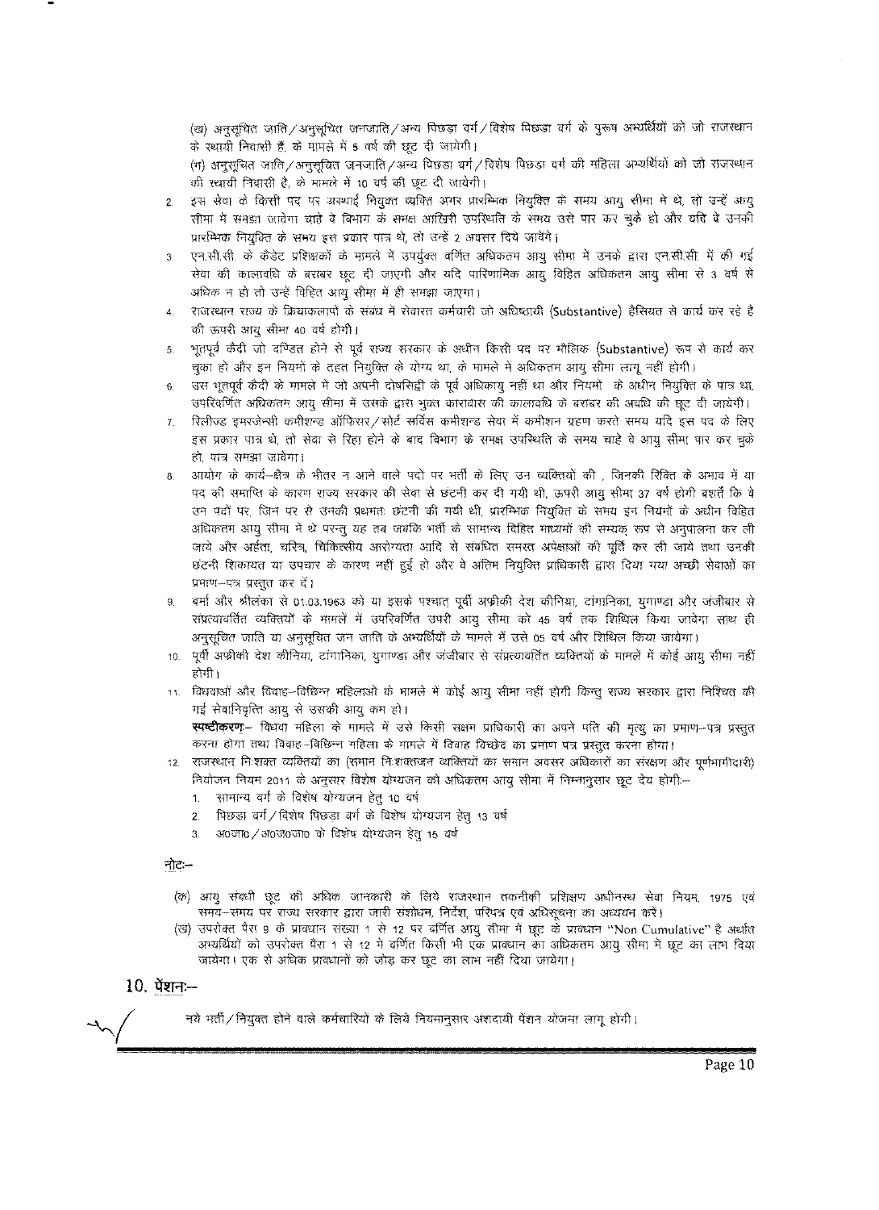(ख) अनुसूचित जाति/अनुसूचित जनजाति/अन्य पिछड़ा वर्ग/विशेष पिछड़ा वर्ग के पुरूष अभ्यर्थियों को जो राजस्थान के स्थायी निवासी हैं, के मामले में 5 वर्ष की छूट दी जायेगी।

(ग) अनुसूचित जाति/अनुसूचित जनजाति/अन्य पिछड़ा वर्ग/विशेष पिछड़ा वर्ग की महिला अभ्यर्थियों को जो राजस्थान की स्थायी निवासी है, के मामले में 10 वर्ष की छूट दी जायेगी।

2. इस सेवा के किसी पद पर अस्थाई नियुक्त व्यक्ति अगर प्रारम्भिक नियुक्ति के समय आयु सीमा में थे, तो उन्हें आयु सीमा में समझा जावेगा चाहे वे विभाग के समक्ष आखिरी उपस्थिति के समय उसे पार कर चुके हो और यदि वे उनकी प्रारम्भिक नियुक्ति के समय इस प्रकार पात्र थे, तो उन्हें 2 अवसर दिये जावेंगे।
3. एन.सी.सी. के कैडेट प्रशिक्षकों के मामले में उपर्युक्त वर्णित अधिकतम आयु सीमा में उनके द्वारा एन.सी.सी. में की गई सेवा की कालावधि के बराबर छूट दी जाएगी और यदि पारिणामिक आयु विहित अधिकतम आयु सीमा से 3 वर्ष से अधिक न हो तो उन्हें विहित आयु सीमा में ही समझा जाएगा।
4. राजस्थान राज्य के क्रियाकलापों के संबंध में सेवारत कर्मचारी जो अधिष्ठायी (Substantive) हैसियत से कार्य कर रहे है की ऊपरी आयु सीमा 40 वर्ष होगी।
5. भूतपूर्व कैदी जो दण्डित होने से पूर्व राज्य सरकार के अधीन किसी पद पर मौलिक (Substantive) रूप से कार्य कर चुका हो और इन नियमो के तहत नियुक्ति के योग्य था, के मामले में अधिकतम आयु सीमा लागू नहीं होगी।
6. उस भूतपूर्व कैदी के मामले में जो अपनी दोषसिद्धी के पूर्व अधिकायु नहीं था और नियमों के अधीन नियुक्ति के पात्र था, उपरिवर्णित अधिकतम आयु सीमा में उसके द्वारा भुक्त कारावास की कालावधि के बराबर की अवधि की छूट दी जायेगी।
7. रिलीज्ड इमरजेन्सी कमीशन्ड ऑफिसर/शोर्ट सर्विस कमीशन्ड सेवा में कमीशन ग्रहण करते समय यदि इस पद के लिए इस प्रकार पात्र थे, तो सेवा से रिहा होने के बाद विभाग के समक्ष उपस्थिति के समय चाहे वे आयु सीमा पार कर चुके हो, पात्र समझा जावेगा।
8. आयोग के कार्य–क्षेत्र के भीतर न आने वाले पदों पर भर्ती के लिए उन व्यक्तियों की, जिनकी रिक्ति के अभाव में या पद की समाप्ति के कारण राज्य सरकार की सेवा से छंटनी कर दी गयी थी, ऊपरी आयु सीमा 37 वर्ष होगी बशर्ते कि वे उन पदों पर, जिन पर से उनकी प्रथमतः छंटनी की गयी थी, प्रारम्भिक नियुक्ति के समय इन नियमों के अधीन विहित अधिकतम आयु सीमा में थे परन्तु यह तब जबकि भर्ती के सामान्य विहित माध्यमों की सम्यक् रूप से अनुपालना कर ली जाये और अर्हता, चरित्र, चिकित्सीय आरोग्यता आदि से संबंधित समस्त अपेक्षाओं की पूर्ति कर ली जाये तथा उनकी छंटनी शिकायत या उपचार के कारण नहीं हुई हो और वे अंतिम नियुक्ति प्राधिकारी द्वारा दिया गया अच्छी सेवाओं का प्रमाण–पत्र प्रस्तुत कर दें।
9. बर्मा और श्रीलंका से 01.03.1963 को या इसके पश्चात् पूर्वी अफ्रीकी देश कीनिया, टांगानिका, युगाण्डा और जंजीबार से संप्रत्यावर्तित व्यक्तियों के मामले में उपरिवर्णित उपरी आयु सीमा को 45 वर्ष तक शिथिल किया जावेगा साथ ही अनुसूचित जाति या अनुसूचित जन जाति के अभ्यर्थियों के मामले में उसे 05 वर्ष और शिथिल किया जायेगा।
10. पूर्वी अफ्रीकी देश कीनिया, टांगानिका, युगाण्डा और जंजीबार से संप्रत्यावर्तित व्यक्तियों के मामलें में कोई आयु सीमा नहीं होगी।
11. विधवाओं और विवाह–विछिन्न महिलाओं के मामले में कोई आयु सीमा नहीं होगी किन्तु राज्य सरकार द्वारा निश्चित की गई सेवानिवृत्ति आयु से उसकी आयु कम हो।

    **स्पष्टीकरण:–** विधवा महिला के मामले में उसे किसी सक्षम प्राधिकारी का अपने पति की मृत्यु का प्रमाण–पत्र प्रस्तुत करना होगा तथा विवाह–विछिन्न महिला के मामले में विवाह विच्छेद का प्रमाण पत्र प्रस्तुत करना होगा।
12. राजस्थान निःशक्त व्यक्तियों का (समान निःशक्तजन व्यक्तियों का समान अवसर अधिकारों का संरक्षण और पूर्णभागीदारी) नियोजन नियम 2011 के अनुसार विशेष योग्यजन को अधिकतम आयु सीमा में निम्नानुसार छूट देय होगी:–
    1. सामान्य वर्ग के विशेष योग्यजन हेतु 10 वर्ष
    2. पिछड़ा वर्ग/विशेष पिछड़ा वर्ग के विशेष योग्यजन हेतु 13 वर्ष
    3. अ0जा0/अ0ज0जा0 के विशेष योग्यजन हेतु 15 वर्ष

नोटः–

(क) आयु संबंधी छूट की अधिक जानकारी के लिये राजस्थान तकनीकी प्रशिक्षण अधीनस्थ सेवा नियम, 1975 एवं समय–समय पर राज्य सरकार द्वारा जारी संशोधन, निर्देश, परिपत्र एवं अधिसूचना का अध्ययन करें।

(ख) उपरोक्त पैरा 9 के प्रावधान संख्या 1 से 12 पर वर्णित आयु सीमा में छूट के प्रावधान "Non Cumulative" है अर्थात अभ्यर्थियों को उपरोक्त पैरा 1 से 12 में वर्णित किसी भी एक प्रावधान का अधिकतम आयु सीमा में छूट का लाभ दिया जायेगा। एक से अधिक प्रावधानों को जोड़ कर छूट का लाभ नहीं दिया जायेगा।

## 10. पेंशनः–

नये भर्ती/नियुक्त होने वाले कर्मचारियो के लिये नियमानुसार अंशदायी पेंशन योजना लागू होगी।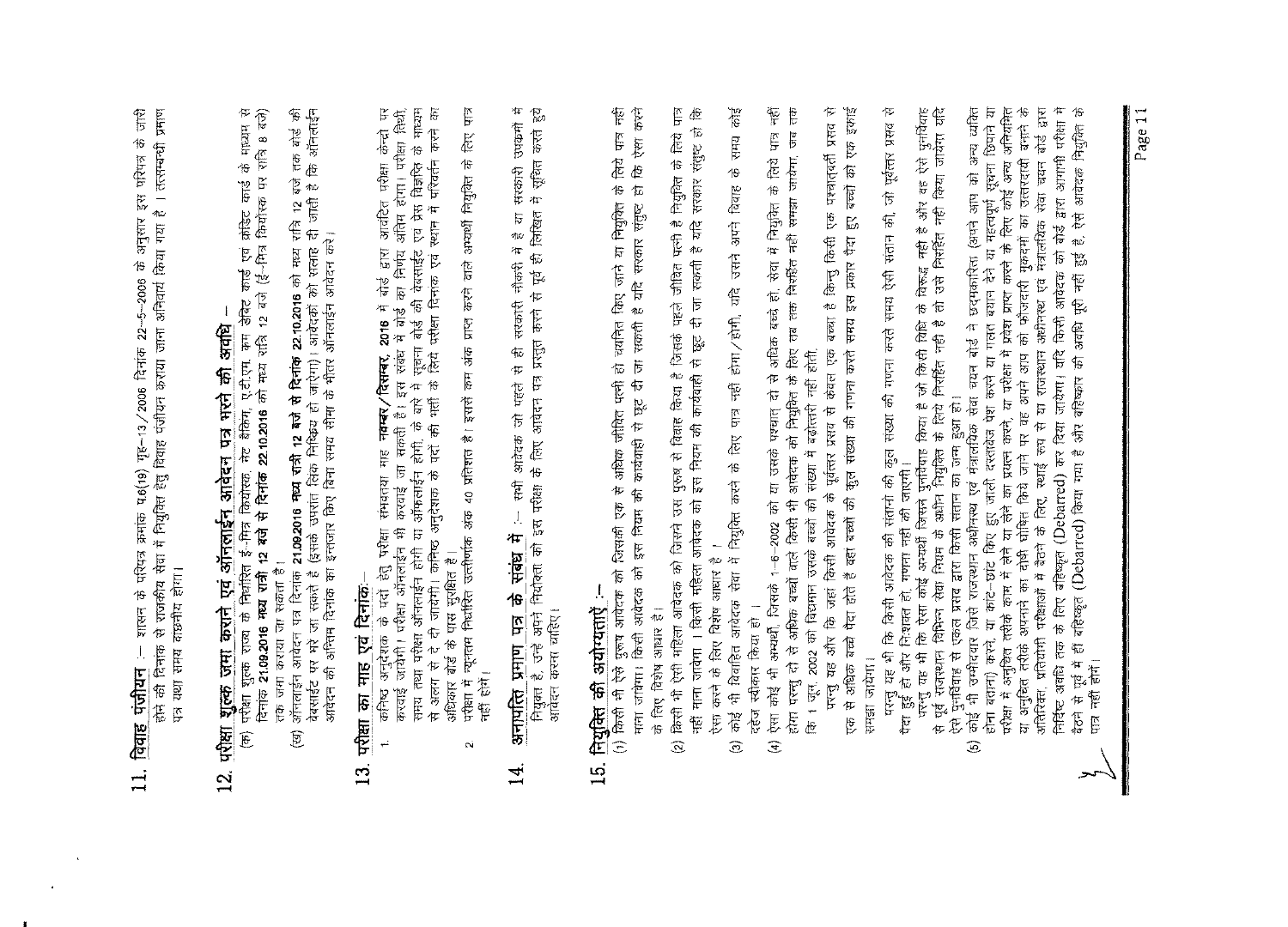## 11. विवाह पंजीयन :-

शासन के परिपत्र क्रमांक प.6(19) गृह–13/2006 दिनांक 22–5–2006 के अनुसार इस परिपत्र के जारी होने की दिनांक से राजकीय सेवा में नियुक्ति हेतु विवाह पंजीयन कराया जाना अनिवार्य किया गया है। तत्सम्बंधी प्रमाण पत्र यथा समय वांछनीय होगा।

## 12. परीक्षा शुल्क जमा कराने एवं ऑनलाईन आवेदन पत्र भरने की अवधि –

(क) परीक्षा शुल्क राज्य के निर्धारित ई-मित्र कियोस्क, नेट बैंकिंग, ए.टी.एम. कम डेबिट कार्ड एवं क्रेडिट कार्ड के माध्यम से दिनांक **21.09.2016 मध्य रात्री 12 बजे से दिनांक 22.10.2016** को मध्य रात्रि 12 बजे (ई–मित्र कियोस्क पर रात्रि 8 बजे) तक जमा करवाया जा सकता है।

(ख) ऑनलाईन आवेदन पत्र दिनांक **21.09.2016 मध्य रात्री 12 बजे से दिनांक 22.10.2016** को मध्य रात्रि 12 बजे तक बोर्ड की वेबसाईट पर भरे जा सकते है (इसके उपरान्त लिंक निष्क्रिय हो जायेगा)। आवेदकों को सलाह दी जाती है कि ऑनलाईन आवेदन की अंतिम दिनांक का इन्तजार किए बिना समय सीमा के भीतर ऑनलाईन आवेदन करें।

## 13. परीक्षा का माह एवं दिनांक:-

1. कनिष्ठ अनुदेशक के पदो हेतु परीक्षा सम्भवतया माह **नवम्बर/दिसम्बर, 2016** में बोर्ड द्वारा आवंटित परीक्षा केन्द्रों पर करवाई जायेगी। परीक्षा ऑनलाईन भी करवाई जा सकती है। इस संबंध में बोर्ड का निर्णय अंतिम होगा। परीक्षा तिथि, समय तथा परीक्षा ऑनलाईन होगी या ऑफलाईन होगी, के बारे में सूचना बोर्ड की वेबसाईट एवं प्रेस विज्ञप्ति के माध्यम से अलग से दे दी जायेगी। कनिष्ठ अनुदेशक के पदों की भर्ती के लिये परीक्षा दिनांक एवं स्थान में परिवर्तन करने का अधिकार बोर्ड के पास सुरक्षित है।
2. परीक्षा में न्यूनतम निर्धारित उत्तीर्णांक अंक 40 प्रतिशत है। इससे कम अंक प्राप्त करने वाले अभ्यर्थी नियुक्ति के लिए पात्र नहीं होंगे।

## 14. अनापत्ति प्रमाण पत्र के संबंध में :-

सभी आवेदक जो पहले से ही सरकारी नौकरी में है या सरकारी उपक्रमों में नियुक्त है, उन्हें अपने नियोक्ता को इस परीक्षा के लिए आवेदन पत्र प्रस्तुत करने से पूर्व ही लिखित में सूचित करते हुए आवेदन करना चाहिए।

## 15. नियुक्ति की अयोग्यताऐं :-

(1) किसी भी ऐसे पुरूष आवेदक को जिसकी एक से अधिक जीवित पत्नी हो चयनित किए जाने या नियुक्ति के लिये पात्र नहीं माना जावेगा। किसी आवेदक को इस नियम की कार्यवाही से छूट दी जा सकती है यदि सरकार संतुष्ट हो कि ऐसा करने के लिए विशेष आधार है।

(2) किसी भी ऐसी महिला आवेदक को जिसने उस पुरूष से विवाह किया है जिसके पहले जीवित पत्नी है नियुक्ति के लिये पात्र नहीं माना जावेगा। किसी महिला आवेदक को इस नियम की कार्यवाही से छूट दी जा सकती है यदि सरकार संतुष्ट हो कि ऐसा करने के लिए विशेष आधार है।

(3) कोई भी विवाहित आवेदक सेवा में नियुक्ति करने के लिए पात्र नहीं होगा/होगी, यदि उसने अपने विवाह के समय कोई दहेज स्वीकार किया हो।

(4) ऐसा कोई भी अभ्यर्थी, जिसके 1–6–2002 को या उसके पश्चात् दो से अधिक बच्चे हो, सेवा में नियुक्ति के लिये पात्र नहीं होगा परन्तु दो से अधिक बच्चों वाले किसी भी आवेदक को नियुक्ति के लिए तब तक निरर्हित नहीं समझा जायेगा, जब तक कि 1 जून, 2002 को विद्यमान उसके बच्चों की संख्या में बढ़ोत्तरी नहीं होती।

परन्तु यह और कि जहां किसी आवेदक के पूर्वत्तर प्रसव से केवल एक बच्चा है किन्तु किसी एक पश्चात्वर्ती प्रसव से एक से अधिक बच्चे पैदा होते है वहां बच्चों की कुल संख्या की गणना करते समय इस प्रकार पैदा हुए बच्चों को एक इकाई समझा जायेगा।

परन्तु यह भी कि किसी आवेदक की संतानों की कुल संख्या की गणना करते समय ऐसी संतान की, जो पूर्वत्तर प्रसव से पैदा हुई हो और निःशक्त हो, गणना नहीं की जाएगी।

परन्तु यह भी कि ऐसा कोई अभ्यर्थी जिसने पुनर्विवाह किया है जो किसी विधि के विरूद्ध नहीं है और वह ऐसे पुनर्विवाह से पूर्व राजस्थान विभिन्न सेवा नियम के अधीन नियुक्ति के लिये निरर्हित नहीं है तो उसे निरर्हित नहीं किया जायेगा यदि ऐसे पुनर्विवाह से एकल प्रसव द्वारा किसी संतान का जन्म हुआ हो।

(5) कोई भी उम्मीदवार जिसे राजस्थान अधीनस्थ एवं मंत्रालयिक सेवा चयन बोर्ड ने छद्मकारिता (अपने आप को अन्य व्यक्ति होना बताना) करने, या कांट–छांट किए हुए जाली दस्तावेज पेश करने या गलत बयान देने या महत्वपूर्ण सूचना छिपाने या परीक्षा में अनुचित तरीके काम में लेने या लेने का प्रयत्न करने, या परीक्षा में प्रवेश प्राप्त करने के लिए कोई अन्य अनियमित या अनुचित तरीके अपनाने का दोषी घोषित किये जाने पर वह अपने आप को फौजदारी मुकदमा का उत्तरदायी बनाने के अतिरिक्त, प्रतियोगी परीक्षाओं में बैठने के लिए, स्थाई रूप से या राजस्थान अधीनस्थ एवं मंत्रालयिक सेवा चयन बोर्ड द्वारा निर्दिष्ट अवधि तक के लिए बहिष्कृत (Debarred) कर दिया जायेगा। यदि किसी आवेदक को बोर्ड द्वारा आगामी परीक्षा में बैठने से पूर्व में ही बहिष्कृत (Debarred) किया गया है और बहिष्कार की अवधि पूरी नहीं हुई है, ऐसे आवेदक नियुक्ति के पात्र नहीं होंगे।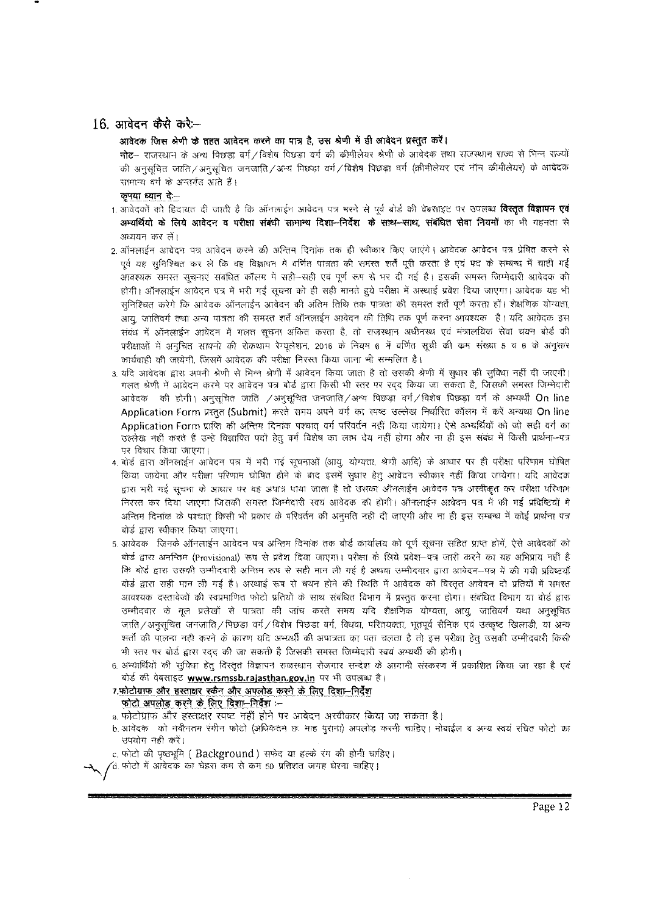## 16. आवेदन कैसे करें:–

**आवेदक जिस श्रेणी के तहत आवेदन करने का पात्र है, उस श्रेणी में ही आवेदन प्रस्तुत करें।**

**नोट**– राजस्थान के अन्य पिछड़ा वर्ग/विशेष पिछड़ा वर्ग की क्रीमीलेयर श्रेणी के आवेदक तथा राजस्थान राज्य से भिन्न राज्यों की अनुसूचित जाति/अनुसूचित जनजाति/अन्य पिछड़ा वर्ग/विशेष पिछड़ा वर्ग (क्रीमीलेयर एवं नॉन क्रीमीलेयर) के आवेदक सामान्य वर्ग के अन्तर्गत आते हैं।

**कृपया ध्यान दें**:–

1. आवेदकों को हिदायत दी जाती है कि ऑनलाईन आवेदन पत्र भरने से पूर्व बोर्ड की वेबसाइट पर उपलब्ध **विस्तृत विज्ञापन एवं अभ्यर्थियों के लिये आवेदन व परीक्षा संबंधी सामान्य दिशा–निर्देश के साथ–साथ, संबंधित सेवा नियमों** का भी गहनता से अध्ययन कर लें।
2. ऑनलाईन आवेदन पत्र आवेदन करने की अन्तिम दिनांक तक ही स्वीकार किए जाएंगे। आवेदक आवेदन पत्र प्रेषित करने से पूर्व यह सुनिश्चित कर लें कि वह विज्ञापन में वर्णित पात्रता की समस्त शर्तें पूरी करता है एवं पद के सम्बन्ध में चाही गई आवश्यक समस्त सूचनाएं संबंधित कॉलम में सही–सही एवं पूर्ण रूप से भर दी गई है। इसकी समस्त जिम्मेदारी आवेदक की होगी। ऑनलाईन आवेदन पत्र में भरी गई सूचना को ही सही मानते हुये परीक्षा में अस्थाई प्रवेश दिया जाएगा। आवेदक यह भी सुनिश्चित करेंगे कि आवेदक ऑनलाईन आवेदन की अंतिम तिथि तक पात्रता की समस्त शर्तें पूर्ण करता हों। शैक्षणिक योग्यता, आयु, जातिवर्ग तथा अन्य पात्रता की समस्त शर्तें ऑनलाईन आवेदन की तिथि तक पूर्ण करना आवश्यक है। यदि आवेदक इस संबंध में ऑनलाईन आवेदन में गलत सूचना अंकित करता है, तो राजस्थान अधीनस्थ एवं मंत्रालयिक सेवा चयन बोर्ड की परीक्षाओं में अनुचित साधनों की रोकथाम रेग्यूलेशन, 2016 के नियम 6 में वर्णित सूची की क्रम संख्या 5 व 6 के अनुसार कार्यवाही की जायेगी, जिसमें आवेदक की परीक्षा निरस्त किया जाना भी सम्मिलित है।
3. यदि आवेदक द्वारा अपनी श्रेणी से भिन्न श्रेणी में आवेदन किया जाता है तो उसकी श्रेणी में सुधार की सुविधा नहीं दी जाएगी। गलत श्रेणी में आवेदन करने पर आवेदन पत्र बोर्ड द्वारा किसी भी स्तर पर रद्द किया जा सकता है, जिसकी समस्त जिम्मेदारी आवेदक की होगी। अनुसूचित जाति /अनुसूचित जनजाति/अन्य पिछड़ा वर्ग/विशेष पिछड़ा वर्ग के अभ्यर्थी On line Application Form प्रस्तुत (Submit) करते समय अपने वर्ग का स्पष्ट उल्लेख निर्धारित कॉलम में करें अन्यथा On line Application Form प्राप्ति की अन्तिम दिनांक पश्चात् वर्ग परिवर्तन नहीं किया जायेगा। ऐसे अभ्यर्थियों को जो सही वर्ग का उल्लेख नहीं करते है उन्हे विज्ञापित पदों हेतु वर्ग विशेष का लाभ देय नहीं होगा और ना ही इस संबंध में किसी प्रार्थना–पत्र पर विचार किया जाएगा।
4. बोर्ड द्वारा ऑनलाईन आवेदन पत्र में भरी गई सूचनाओं (आयु, योग्यता, श्रेणी आदि) के आधार पर ही परीक्षा परिणाम घोषित किया जायेगा और परीक्षा परिणाम घोषित होने के बाद इसमें सुधार हेतु आवेदन स्वीकार नहीं किया जायेगा। यदि आवेदक द्वारा भरी गई सूचना के आधार पर वह अपात्र पाया जाता है तो उसका ऑनलाईन आवेदन पत्र अस्वीकृत कर परीक्षा परिणाम निरस्त कर दिया जाएगा जिसकी समस्त जिम्मेदारी स्वयं आवेदक की होगी। ऑनलाईन आवेदन पत्र में की गई प्रविष्टियों में अन्तिम दिनांक के पश्चात् किसी भी प्रकार के परिवर्तन की अनुमति नहीं दी जाएगी और ना ही इस सम्बन्ध में कोई प्रार्थना पत्र बोर्ड द्वारा स्वीकार किया जाएगा।
5. आवेदक जिनके ऑनलाईन आवेदन पत्र अन्तिम दिनांक तक बोर्ड कार्यालय को पूर्ण सूचना सहित प्राप्त होंगे, ऐसे आवेदकों को बोर्ड द्वारा अनन्तिम (Provisional) रूप से प्रवेश दिया जाएगा। परीक्षा के लिये प्रवेश–पत्र जारी करने का यह अभिप्राय नहीं है कि बोर्ड द्वारा उसकी उम्मीदवारी अन्तिम रूप से सही मान ली गई है अथवा उम्मीदवार द्वारा आवेदन–पत्र में की गयी प्रविष्टियाँ बोर्ड द्वारा सही मान ली गई है। अस्थाई रूप से चयन होने की स्थिति में आवेदक को विस्तृत आवेदन दो प्रतियों में समस्त आवश्यक दस्तावेजों की स्वप्रमाणित फोटो प्रतियों के साथ संबंधित विभाग में प्रस्तुत करना होगा। संबंधित विभाग या बोर्ड द्वारा उम्मीदवार के मूल प्रलेखों से पात्रता की जांच करते समय यदि शैक्षणिक योग्यता, आयु, जातिवर्ग यथा अनुसूचित जाति/अनुसूचित जनजाति/पिछडा वर्ग/विशेष पिछडा वर्ग, विधवा, परित्यक्ता, भूतपूर्व सैनिक एवं उत्कृष्ट खिलाडी, या अन्य शर्तों की पालना नहीं करने के कारण यदि अभ्यर्थी की अपात्रता का पता चलता है तो इस परीक्षा हेतु उसकी उम्मीदवारी किसी भी स्तर पर बोर्ड द्वारा रद्द की जा सकती है जिसकी समस्त जिम्मेदारी स्वयं अभ्यर्थी की होगी।
6. अभ्यर्थियों की सुविधा हेतु विस्तृत विज्ञापन राजस्थान रोजगार सन्देश के आगामी संस्करण में प्रकाशित किया जा रहा है एवं बोर्ड की वेबसाइट **www.rsmssb.rajasthan.gov.in** पर भी उपलब्ध है।

**7. फोटोग्राफ और हस्ताक्षर स्कैन और अपलोड करने के लिए दिशा–निर्देश**

**फोटो अपलोड करने के लिए दिशा–निर्देश** :–

a. फोटोग्राफ और हस्ताक्षर स्पष्ट नहीं होने पर आवेदन अस्वीकार किया जा सकता है।

b. आवेदक को नवीनतम रंगीन फोटो (अधिकतम छः माह पुराना) अपलोड करनी चाहिए। मोबाईल व अन्य स्वयं रचित फोटो का उपयोग नहीं करें।

c. फोटो की पृष्ठभूमि ( Background ) सफेद या हल्के रंग की होनी चाहिए।

d. फोटो में आवेदक का चेहरा कम से कम 50 प्रतिशत जगह घेरना चाहिए।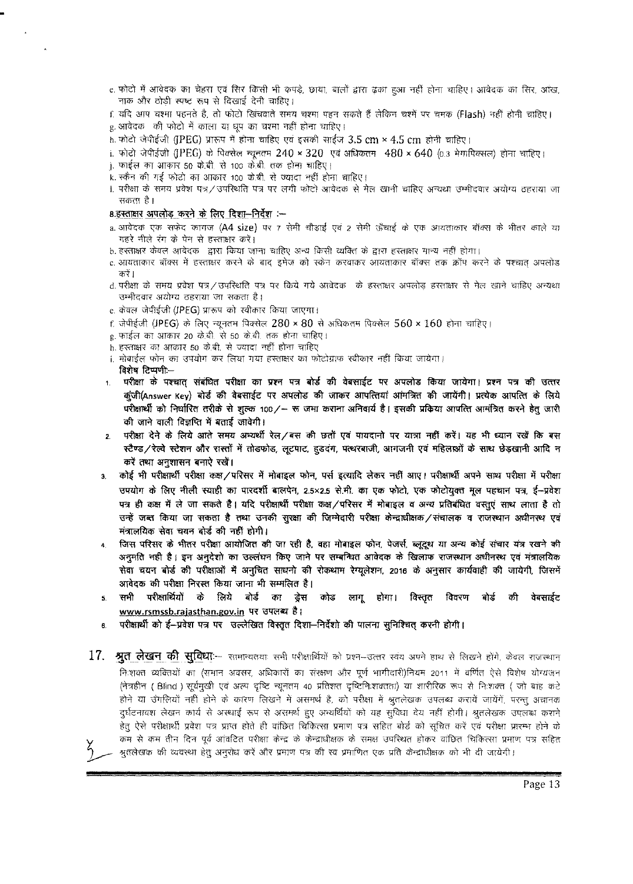c. फोटो में आवेदक का चेहरा एवं सिर किसी भी कपड़े, छाया, बालों द्वारा ढका हुआ नहीं होना चाहिए। आवेदक का सिर, आंख, नाक और ठोड़ी स्पष्ट रूप से दिखाई देनी चाहिए।

f. यदि आप चश्मा पहनते है, तो फोटो खिंचवाते समय चश्मा पहन सकते हैं लेकिन चश्में पर चमक (Flash) नहीं होनी चाहिए।

g. आवेदक की फोटो में काला या धूप का चश्मा नहीं होना चाहिए।

h. फोटो जेपीईजी (JPEG) प्रारूप में होना चाहिए एवं इसकी साईज 3.5 cm × 4.5 cm होनी चाहिए।

i. फोटो जेपीईजी (JPEG) के पिक्सेल न्यूनतम 240 × 320 एवं अधिकतम 480 × 640 (0.3 मेगापिक्सल) होना चाहिए।

j. फाईल का आकार 50 के.बी. से 100 के.बी. तक होना चाहिए।

k. स्कैन की गई फोटो का आकार 100 के.बी. से ज्यादा नहीं होना चाहिए।

l. परीक्षा के समय प्रवेश पत्र/उपस्थिति पत्र पर लगी फोटो आवेदक से मेल खानी चाहिए अन्यथा उम्मीदवार अयोग्य ठहराया जा सकता है।

**8.हस्ताक्षर अपलोड करने के लिए दिशा–निर्देश :–**

a. आवेदक एक सफेद कागज (A4 size) पर 7 सेमी चौड़ाई एवं 2 सेमी ऊँचाई के एक आयताकार बॉक्स के भीतर काले या गहरे नीले रंग के पेन से हस्ताक्षर करें।

b. हस्ताक्षर केवल आवेदक द्वारा किया जाना चाहिए अन्य किसी व्यक्ति के द्वारा हस्ताक्षर मान्य नहीं होगा।

c. आयताकार बॉक्स में हस्ताक्षर करने के बाद इमेज को स्केन करवाकर आयताकार बॉक्स तक क्रॉप करने के पश्चात् अपलोड करें।

d. परीक्षा के समय प्रवेश पत्र/उपस्थिति पत्र पर किये गये आवेदक के हस्ताक्षर अपलोड हस्ताक्षर से मेल खाने चाहिए अन्यथा उम्मीदवार अयोग्य ठहराया जा सकता है।

e. केवल जेपीईजी (JPEG) प्रारूप को स्वीकार किया जाएगा।

f. जेपीईजी (JPEG) के लिए न्यूनतम पिक्सेल 280 × 80 से अधिकतम पिक्सेल 560 × 160 होना चाहिए।

g. फाईल का आकार 20 के.बी. से 50 के.बी. तक होना चाहिए।

h. हस्ताक्षर का आकार 50 के.बी. से ज्यादा नहीं होना चाहिए

i. मोबाईल फोन का उपयोग कर लिया गया हस्ताक्षर का फोटोग्राफ स्वीकार नहीं किया जायेगा।

**विशेष टिप्पणी:–**

1. **परीक्षा के पश्चात् संबंधित परीक्षा का प्रश्न पत्र बोर्ड की वेबसाईट पर अपलोड किया जायेगा। प्रश्न पत्र की उत्तर कुंजी(Answer Key) बोर्ड की वेबसाईट पर अपलोड की जाकर आपत्तियां आमंत्रित की जायेंगी। प्रत्येक आपत्ति के लिये परीक्षार्थी को निर्धारित तरीके से शुल्क 100/– रू जमा कराना अनिवार्य है। इसकी प्रकिया आपत्ति आमंत्रित करने हेतु जारी की जाने वाली विज्ञप्ति में बताई जावेगी।**
2. **परीक्षा देने के लिये आते समय अभ्यर्थी रेल/बस की छतों एवं पायदानो पर यात्रा नहीं करें। यह भी ध्यान रखें कि बस स्टैण्ड/रेल्वे स्टेशन और रास्तों में तोडफोड, लूटपाट, हुडदंग, पत्थरबाजी, आगजनी एवं महिलाओं के साथ छेड़खानी आदि न करें तथा अनुशासन बनाऐ रखें।**
3. **कोई भी परीक्षार्थी परीक्षा कक्ष/परिसर में मोबाइल फोन, पर्स इत्यादि लेकर नहीं आए। परीक्षार्थी अपने साथ परीक्षा में परीक्षा उपयोग के लिए नीली स्याही का पारदर्शी बालपेन, 2.5×2.5 से.मी. का एक फोटो, एक फोटोयुक्त मूल पहचान पत्र, ई–प्रवेश पत्र ही कक्ष में ले जा सकते है। यदि परीक्षार्थी परीक्षा कक्ष/परिसर में मोबाइल व अन्य प्रतिबंधित वस्तुएं साथ लाता है तो उन्हें जब्त किया जा सकता है तथा उनकी सुरक्षा की जिम्मेदारी परीक्षा केन्द्राधीक्षक/संचालक व राजस्थान अधीनस्थ एवं मंत्रालयिक सेवा चयन बोर्ड की नहीं होगी।**
4. **जिस परिसर के भीतर परीक्षा आयोजित की जा रही है, वहा मोबाइल फोन, पेजर्स, ब्लूटूथ या अन्य कोई संचार यंत्र रखने की अनुमति नही है। इन अनुदेशो का उल्लंघन किए जाने पर सम्बन्धित आवेदक के खिलाफ राजस्थान अधीनस्थ एवं मंत्रालयिक सेवा चयन बोर्ड की परीक्षाओं में अनुचित साधनो की रोकथाम रेग्यूलेशन, 2016 के अनुसार कार्यवाही की जायेगी, जिसमें आवेदक की परीक्षा निरस्त किया जाना भी सम्मिलित है।**
5. **सभी परीक्षार्थियों के लिये बोर्ड का ड्रेस कोड लागू होगा। विस्तृत विवरण बोर्ड की वेबसाईट www.rsmssb.rajasthan.gov.in पर उपलब्ध है।**
6. **परीक्षार्थी को ई–प्रवेश पत्र पर उल्लेखित विस्तृत दिशा–निर्देशो की पालना सुनिश्चित् करनी होगी।**

**17. श्रुत लेखन की सुविधा:–** सामान्यतया सभी परीक्षार्थियों को प्रश्न–उत्तर स्वयं अपने हाथ से लिखने होंगे, केवल राजस्थान निःशक्त व्यक्तियों का (समान अवसर, अधिकारों का संरक्षण और पूर्ण भागीदारी)नियम 2011 में वर्णित ऐसे विशेष योग्यजन (नेत्रहीन ( Blind ) सूर्यमुखी एवं अल्प दृष्टि न्यूनतम 40 प्रतिशत दृष्टिनिःशक्तता) या शारीरिक रूप से निःशक्त ( जो बाह कटे होने या उंगलियों नहीं होने के कारण लिखने में असमर्थ है, को परीक्षा में श्रुतलेखक उपलब्ध करायें जायेंगे, परन्तु अचानक दुर्घटनावश लेखन कार्य से अस्थाई रूप से असमर्थ हुए अभ्यर्थियों को यह सुविधा देय नहीं होगी। श्रुतलेखक उपलब्ध कराने हेतु ऐसे परीक्षार्थी प्रवेश पत्र प्राप्त होते ही वांछित चिकित्सा प्रमाण पत्र सहित बोर्ड को सूचित करें एवं परीक्षा प्रारम्भ होने के कम से कम तीन दिन पूर्व आवंटित परीक्षा केन्द्र के केन्द्राधीक्षक के समक्ष उपस्थित होकर वांछित चिकित्सा प्रमाण पत्र सहित श्रुतलेखक की व्यवस्था हेतु अनुरोध करें और प्रमाण पत्र की स्व प्रमाणित एक प्रति केन्द्राधीक्षक को भी दी जायेगी।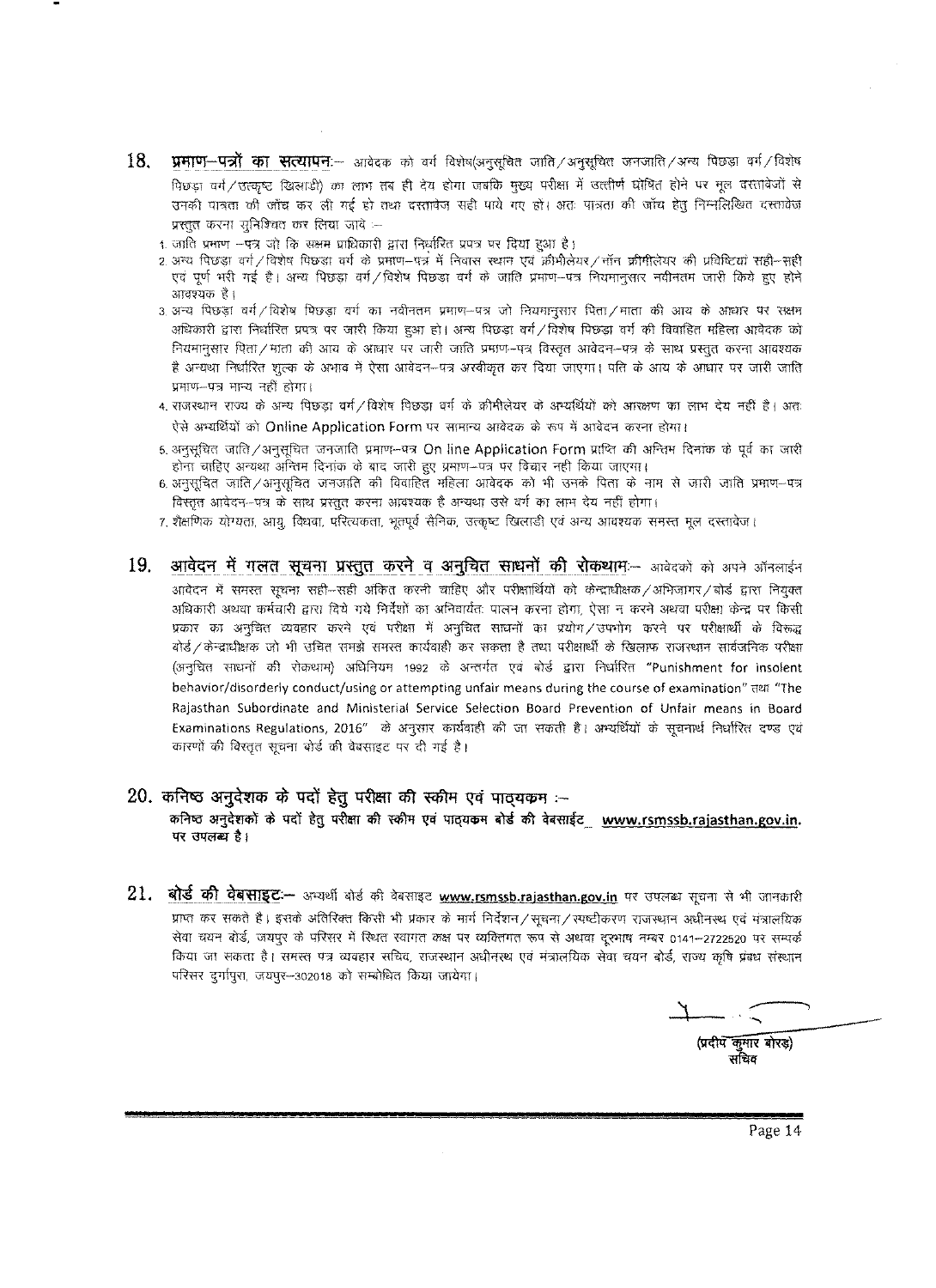**18. प्रमाण–पत्रों का सत्यापन:–** आवेदक को वर्ग विशेष(अनुसूचित जाति/अनुसूचित जनजाति/अन्य पिछड़ा वर्ग/विशेष पिछड़ा वर्ग/उत्कृष्ट खिलाड़ी) का लाभ तब ही देय होगा जबकि मुख्य परीक्षा में उत्तीर्ण घोषित होने पर मूल दस्तावेजों से उनकी पात्रता की जाँच कर ली गई हो तथा दस्तावेज सही पाये गए हों। अतः पात्रता की जाँच हेतु निम्नलिखित दस्तावेज प्रस्तुत करना सुनिश्चित कर लिया जावे :–

1. जाति प्रमाण –पत्र जो कि सक्षम प्राधिकारी द्वारा निर्धारित प्रपत्र पर दिया हुआ है।
2. अन्य पिछड़ा वर्ग/विशेष पिछड़ा वर्ग के प्रमाण–पत्र में निवास स्थान एवं क्रीमीलेयर/नॉन क्रीमीलेयर की प्रविष्टियां सही–सही एवं पूर्ण भरी गई है। अन्य पिछड़ा वर्ग/विशेष पिछड़ा वर्ग के जाति प्रमाण–पत्र नियमानुसार नवीनतम जारी किये हुए होने आवश्यक हैं।
3. अन्य पिछड़ा वर्ग/विशेष पिछड़ा वर्ग का नवीनतम प्रमाण–पत्र जो नियमानुसार पिता/माता की आय के आधार पर सक्षम अधिकारी द्वारा निर्धारित प्रपत्र पर जारी किया हुआ हो। अन्य पिछड़ा वर्ग/विशेष पिछड़ा वर्ग की विवाहित महिला आवेदक को नियमानुसार पिता/माता की आय के आधार पर जारी जाति प्रमाण–पत्र विस्तृत आवेदन–पत्र के साथ प्रस्तुत करना आवश्यक है अन्यथा निर्धारित शुल्क के अभाव में ऐसा आवेदन–पत्र अस्वीकृत कर दिया जाएगा। पति के आय के आधार पर जारी जाति प्रमाण–पत्र मान्य नहीं होगा।
4. राजस्थान राज्य के अन्य पिछड़ा वर्ग/विशेष पिछड़ा वर्ग के क्रीमीलेयर के अभ्यर्थियों को आरक्षण का लाभ देय नहीं है। अतः ऐसे अभ्यर्थियों को Online Application Form पर सामान्य आवेदक के रूप में आवेदन करना होगा।
5. अनुसूचित जाति/अनुसूचित जनजाति प्रमाण–पत्र On line Application Form प्राप्ति की अन्तिम दिनांक के पूर्व का जारी होना चाहिए अन्यथा अन्तिम दिनांक के बाद जारी हुए प्रमाण–पत्र पर विचार नहीं किया जाएगा।
6. अनुसूचित जाति/अनुसूचित जनजाति की विवाहित महिला आवेदक को भी उनके पिता के नाम से जारी जाति प्रमाण–पत्र विस्तृत आवेदन–पत्र के साथ प्रस्तुत करना आवश्यक है अन्यथा उसे वर्ग का लाभ देय नहीं होगा।
7. शैक्षणिक योग्यता, आयु, विधवा, परित्यकता, भूतपूर्व सैनिक, उत्कृष्ट खिलाड़ी एवं अन्य आवश्यक समस्त मूल दस्तावेज।

**19. आवेदन में गलत सूचना प्रस्तुत करने व अनुचित साधनों की रोकथाम:–** आवेदकों को अपने ऑनलाईन आवेदन में समस्त सूचना सही–सही अंकित करनी चाहिए और परीक्षार्थियों को केन्द्राधीक्षक/अभिजागर/बोर्ड द्वारा नियुक्त अधिकारी अथवा कर्मचारी द्वारा दिये गये निर्देशों का अनिवार्यतः पालन करना होगा, ऐसा न करने अथवा परीक्षा केन्द्र पर किसी प्रकार का अनुचित व्यवहार करने एवं परीक्षा में अनुचित साधनों का प्रयोग/उपभोग करने पर परीक्षार्थी के विरूद्ध बोर्ड/केन्द्राधीक्षक जो भी उचित समझे समस्त कार्यवाही कर सकता है तथा परीक्षार्थी के खिलाफ राजस्थान सार्वजनिक परीक्षा (अनुचित साधनों की रोकथाम) अधिनियम 1992 के अन्तर्गत एवं बोर्ड द्वारा निर्धारित "Punishment for insolent behavior/disorderly conduct/using or attempting unfair means during the course of examination" तथा "The Rajasthan Subordinate and Ministerial Service Selection Board Prevention of Unfair means in Board Examinations Regulations, 2016" के अनुसार कार्यवाही की जा सकती है। अभ्यर्थियों के सूचनार्थ निर्धारित दण्ड एवं कारणों की विस्तृत सूचना बोर्ड की वेबसाइट पर दी गई है।

**20. कनिष्ठ अनुदेशक के पदों हेतु परीक्षा की स्कीम एवं पाठ्यक्रम :–**

**कनिष्ठ अनुदेशकों के पदों हेतु परीक्षा की स्कीम एवं पाठ्यक्रम बोर्ड की वेबसाईट www.rsmssb.rajasthan.gov.in. पर उपलब्ध है।**

**21. बोर्ड की वेबसाइट:–** अभ्यर्थी बोर्ड की वेबसाइट **www.rsmssb.rajasthan.gov.in** पर उपलब्ध सूचना से भी जानकारी प्राप्त कर सकते हैं। इसके अतिरिक्त किसी भी प्रकार के मार्ग निर्देशन/सूचना/स्पष्टीकरण राजस्थान अधीनस्थ एवं मंत्रालयिक सेवा चयन बोर्ड, जयपुर के परिसर में स्थित स्वागत कक्ष पर व्यक्तिगत रूप से अथवा दूरभाष नम्बर 0141–2722520 पर सम्पर्क किया जा सकता है। समस्त पत्र व्यवहार सचिव, राजस्थान अधीनस्थ एवं मंत्रालयिक सेवा चयन बोर्ड, राज्य कृषि प्रबंध संस्थान परिसर दुर्गापुरा, जयपुर–302018 को सम्बोधित किया जायेगा।

(प्रदीप कुमार बोरड़)
सचिव